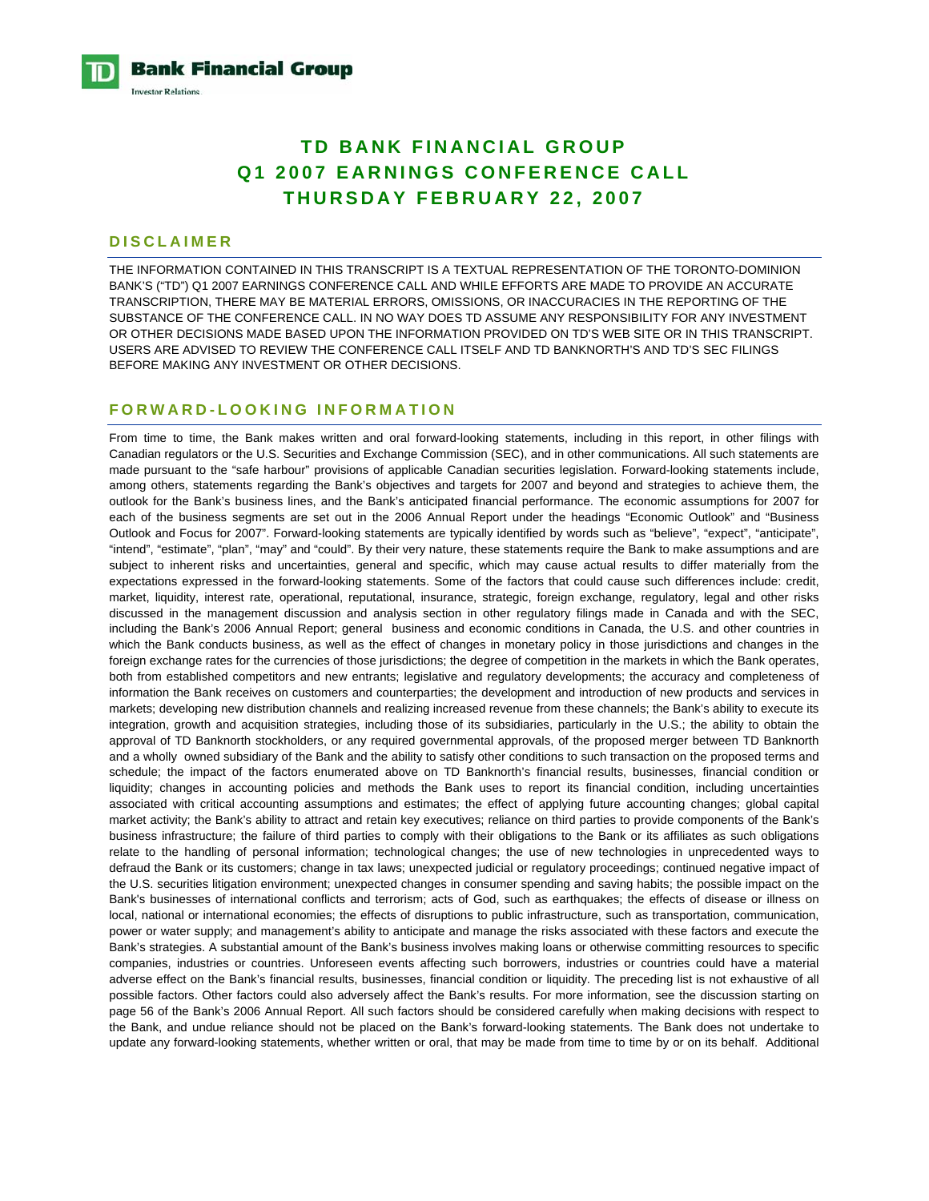**Bank Financial Group**
Investor Relations

# TD BANK FINANCIAL GROUP
# Q1 2007 EARNINGS CONFERENCE CALL
# THURSDAY FEBRUARY 22, 2007

## DISCLAIMER

THE INFORMATION CONTAINED IN THIS TRANSCRIPT IS A TEXTUAL REPRESENTATION OF THE TORONTO-DOMINION BANK'S ("TD") Q1 2007 EARNINGS CONFERENCE CALL AND WHILE EFFORTS ARE MADE TO PROVIDE AN ACCURATE TRANSCRIPTION, THERE MAY BE MATERIAL ERRORS, OMISSIONS, OR INACCURACIES IN THE REPORTING OF THE SUBSTANCE OF THE CONFERENCE CALL. IN NO WAY DOES TD ASSUME ANY RESPONSIBILITY FOR ANY INVESTMENT OR OTHER DECISIONS MADE BASED UPON THE INFORMATION PROVIDED ON TD'S WEB SITE OR IN THIS TRANSCRIPT. USERS ARE ADVISED TO REVIEW THE CONFERENCE CALL ITSELF AND TD BANKNORTH'S AND TD'S SEC FILINGS BEFORE MAKING ANY INVESTMENT OR OTHER DECISIONS.

## FORWARD-LOOKING INFORMATION

From time to time, the Bank makes written and oral forward-looking statements, including in this report, in other filings with Canadian regulators or the U.S. Securities and Exchange Commission (SEC), and in other communications. All such statements are made pursuant to the "safe harbour" provisions of applicable Canadian securities legislation. Forward-looking statements include, among others, statements regarding the Bank's objectives and targets for 2007 and beyond and strategies to achieve them, the outlook for the Bank's business lines, and the Bank's anticipated financial performance. The economic assumptions for 2007 for each of the business segments are set out in the 2006 Annual Report under the headings "Economic Outlook" and "Business Outlook and Focus for 2007". Forward-looking statements are typically identified by words such as "believe", "expect", "anticipate", "intend", "estimate", "plan", "may" and "could". By their very nature, these statements require the Bank to make assumptions and are subject to inherent risks and uncertainties, general and specific, which may cause actual results to differ materially from the expectations expressed in the forward-looking statements. Some of the factors that could cause such differences include: credit, market, liquidity, interest rate, operational, reputational, insurance, strategic, foreign exchange, regulatory, legal and other risks discussed in the management discussion and analysis section in other regulatory filings made in Canada and with the SEC, including the Bank's 2006 Annual Report; general business and economic conditions in Canada, the U.S. and other countries in which the Bank conducts business, as well as the effect of changes in monetary policy in those jurisdictions and changes in the foreign exchange rates for the currencies of those jurisdictions; the degree of competition in the markets in which the Bank operates, both from established competitors and new entrants; legislative and regulatory developments; the accuracy and completeness of information the Bank receives on customers and counterparties; the development and introduction of new products and services in markets; developing new distribution channels and realizing increased revenue from these channels; the Bank's ability to execute its integration, growth and acquisition strategies, including those of its subsidiaries, particularly in the U.S.; the ability to obtain the approval of TD Banknorth stockholders, or any required governmental approvals, of the proposed merger between TD Banknorth and a wholly owned subsidiary of the Bank and the ability to satisfy other conditions to such transaction on the proposed terms and schedule; the impact of the factors enumerated above on TD Banknorth's financial results, businesses, financial condition or liquidity; changes in accounting policies and methods the Bank uses to report its financial condition, including uncertainties associated with critical accounting assumptions and estimates; the effect of applying future accounting changes; global capital market activity; the Bank's ability to attract and retain key executives; reliance on third parties to provide components of the Bank's business infrastructure; the failure of third parties to comply with their obligations to the Bank or its affiliates as such obligations relate to the handling of personal information; technological changes; the use of new technologies in unprecedented ways to defraud the Bank or its customers; change in tax laws; unexpected judicial or regulatory proceedings; continued negative impact of the U.S. securities litigation environment; unexpected changes in consumer spending and saving habits; the possible impact on the Bank's businesses of international conflicts and terrorism; acts of God, such as earthquakes; the effects of disease or illness on local, national or international economies; the effects of disruptions to public infrastructure, such as transportation, communication, power or water supply; and management's ability to anticipate and manage the risks associated with these factors and execute the Bank's strategies. A substantial amount of the Bank's business involves making loans or otherwise committing resources to specific companies, industries or countries. Unforeseen events affecting such borrowers, industries or countries could have a material adverse effect on the Bank's financial results, businesses, financial condition or liquidity. The preceding list is not exhaustive of all possible factors. Other factors could also adversely affect the Bank's results. For more information, see the discussion starting on page 56 of the Bank's 2006 Annual Report. All such factors should be considered carefully when making decisions with respect to the Bank, and undue reliance should not be placed on the Bank's forward-looking statements. The Bank does not undertake to update any forward-looking statements, whether written or oral, that may be made from time to time by or on its behalf. Additional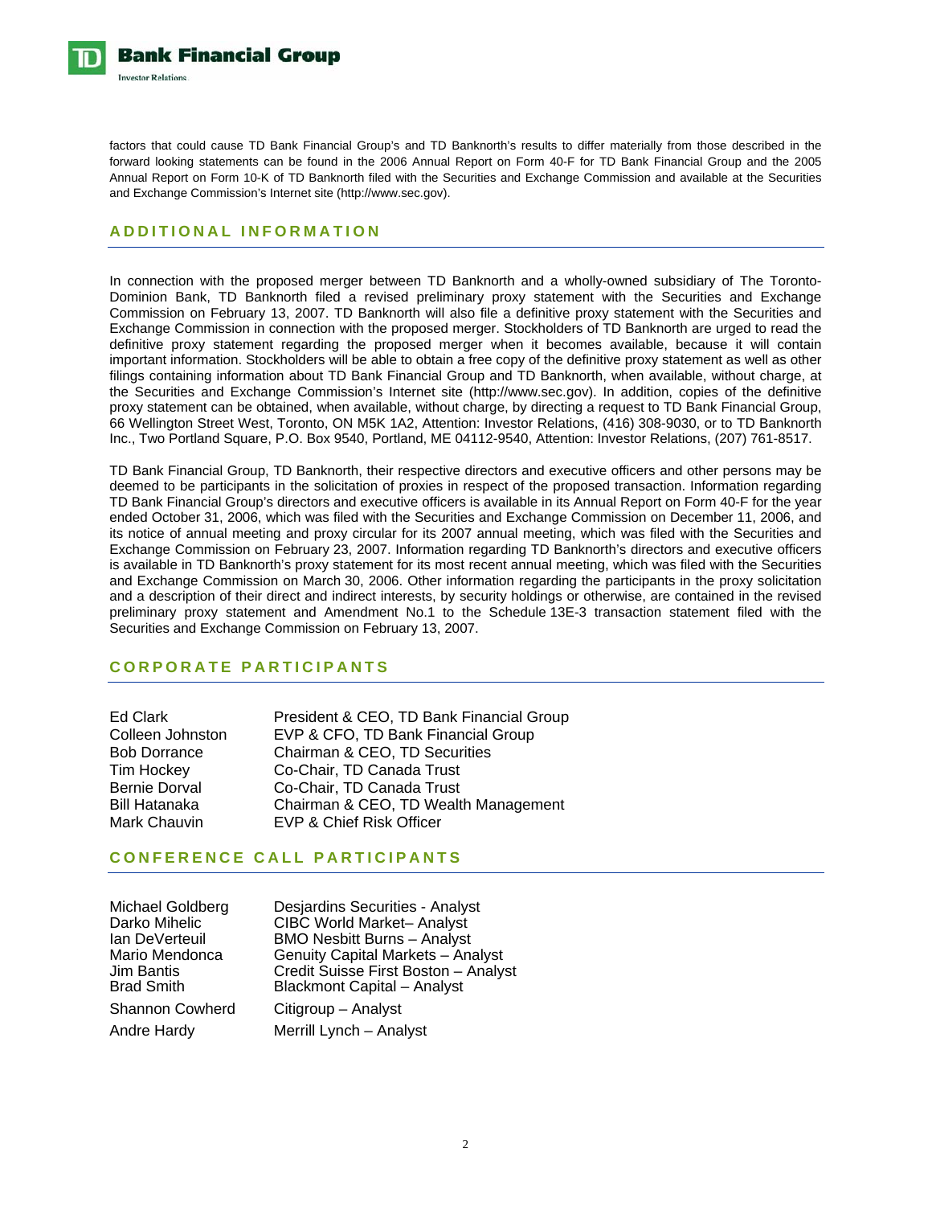factors that could cause TD Bank Financial Group's and TD Banknorth's results to differ materially from those described in the forward looking statements can be found in the 2006 Annual Report on Form 40-F for TD Bank Financial Group and the 2005 Annual Report on Form 10-K of TD Banknorth filed with the Securities and Exchange Commission and available at the Securities and Exchange Commission's Internet site (http://www.sec.gov).

## ADDITIONAL INFORMATION

In connection with the proposed merger between TD Banknorth and a wholly-owned subsidiary of The Toronto-Dominion Bank, TD Banknorth filed a revised preliminary proxy statement with the Securities and Exchange Commission on February 13, 2007. TD Banknorth will also file a definitive proxy statement with the Securities and Exchange Commission in connection with the proposed merger. Stockholders of TD Banknorth are urged to read the definitive proxy statement regarding the proposed merger when it becomes available, because it will contain important information. Stockholders will be able to obtain a free copy of the definitive proxy statement as well as other filings containing information about TD Bank Financial Group and TD Banknorth, when available, without charge, at the Securities and Exchange Commission's Internet site (http://www.sec.gov). In addition, copies of the definitive proxy statement can be obtained, when available, without charge, by directing a request to TD Bank Financial Group, 66 Wellington Street West, Toronto, ON M5K 1A2, Attention: Investor Relations, (416) 308-9030, or to TD Banknorth Inc., Two Portland Square, P.O. Box 9540, Portland, ME 04112-9540, Attention: Investor Relations, (207) 761-8517.

TD Bank Financial Group, TD Banknorth, their respective directors and executive officers and other persons may be deemed to be participants in the solicitation of proxies in respect of the proposed transaction. Information regarding TD Bank Financial Group's directors and executive officers is available in its Annual Report on Form 40-F for the year ended October 31, 2006, which was filed with the Securities and Exchange Commission on December 11, 2006, and its notice of annual meeting and proxy circular for its 2007 annual meeting, which was filed with the Securities and Exchange Commission on February 23, 2007. Information regarding TD Banknorth's directors and executive officers is available in TD Banknorth's proxy statement for its most recent annual meeting, which was filed with the Securities and Exchange Commission on March 30, 2006. Other information regarding the participants in the proxy solicitation and a description of their direct and indirect interests, by security holdings or otherwise, are contained in the revised preliminary proxy statement and Amendment No.1 to the Schedule 13E-3 transaction statement filed with the Securities and Exchange Commission on February 13, 2007.

## CORPORATE PARTICIPANTS

| | |
|---|---|
| Ed Clark | President & CEO, TD Bank Financial Group |
| Colleen Johnston | EVP & CFO, TD Bank Financial Group |
| Bob Dorrance | Chairman & CEO, TD Securities |
| Tim Hockey | Co-Chair, TD Canada Trust |
| Bernie Dorval | Co-Chair, TD Canada Trust |
| Bill Hatanaka | Chairman & CEO, TD Wealth Management |
| Mark Chauvin | EVP & Chief Risk Officer |

## CONFERENCE CALL PARTICIPANTS

| | |
|---|---|
| Michael Goldberg | Desjardins Securities - Analyst |
| Darko Mihelic | CIBC World Market– Analyst |
| Ian DeVerteuil | BMO Nesbitt Burns – Analyst |
| Mario Mendonca | Genuity Capital Markets – Analyst |
| Jim Bantis | Credit Suisse First Boston – Analyst |
| Brad Smith | Blackmont Capital – Analyst |
| Shannon Cowherd | Citigroup – Analyst |
| Andre Hardy | Merrill Lynch – Analyst |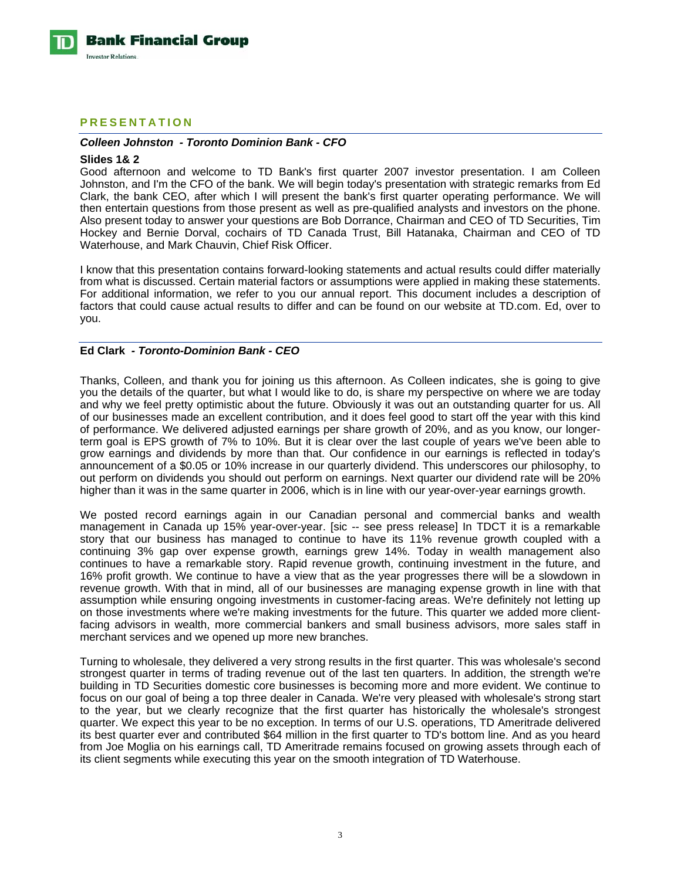## PRESENTATION

***Colleen Johnston - Toronto Dominion Bank - CFO***

**Slides 1& 2**

Good afternoon and welcome to TD Bank's first quarter 2007 investor presentation. I am Colleen Johnston, and I'm the CFO of the bank. We will begin today's presentation with strategic remarks from Ed Clark, the bank CEO, after which I will present the bank's first quarter operating performance. We will then entertain questions from those present as well as pre-qualified analysts and investors on the phone. Also present today to answer your questions are Bob Dorrance, Chairman and CEO of TD Securities, Tim Hockey and Bernie Dorval, cochairs of TD Canada Trust, Bill Hatanaka, Chairman and CEO of TD Waterhouse, and Mark Chauvin, Chief Risk Officer.

I know that this presentation contains forward-looking statements and actual results could differ materially from what is discussed. Certain material factors or assumptions were applied in making these statements. For additional information, we refer to you our annual report. This document includes a description of factors that could cause actual results to differ and can be found on our website at TD.com. Ed, over to you.

**Ed Clark** ***- Toronto-Dominion Bank - CEO***

Thanks, Colleen, and thank you for joining us this afternoon. As Colleen indicates, she is going to give you the details of the quarter, but what I would like to do, is share my perspective on where we are today and why we feel pretty optimistic about the future. Obviously it was out an outstanding quarter for us. All of our businesses made an excellent contribution, and it does feel good to start off the year with this kind of performance. We delivered adjusted earnings per share growth of 20%, and as you know, our longer-term goal is EPS growth of 7% to 10%. But it is clear over the last couple of years we've been able to grow earnings and dividends by more than that. Our confidence in our earnings is reflected in today's announcement of a $0.05 or 10% increase in our quarterly dividend. This underscores our philosophy, to out perform on dividends you should out perform on earnings. Next quarter our dividend rate will be 20% higher than it was in the same quarter in 2006, which is in line with our year-over-year earnings growth.

We posted record earnings again in our Canadian personal and commercial banks and wealth management in Canada up 15% year-over-year. [sic -- see press release] In TDCT it is a remarkable story that our business has managed to continue to have its 11% revenue growth coupled with a continuing 3% gap over expense growth, earnings grew 14%. Today in wealth management also continues to have a remarkable story. Rapid revenue growth, continuing investment in the future, and 16% profit growth. We continue to have a view that as the year progresses there will be a slowdown in revenue growth. With that in mind, all of our businesses are managing expense growth in line with that assumption while ensuring ongoing investments in customer-facing areas. We're definitely not letting up on those investments where we're making investments for the future. This quarter we added more client-facing advisors in wealth, more commercial bankers and small business advisors, more sales staff in merchant services and we opened up more new branches.

Turning to wholesale, they delivered a very strong results in the first quarter. This was wholesale's second strongest quarter in terms of trading revenue out of the last ten quarters. In addition, the strength we're building in TD Securities domestic core businesses is becoming more and more evident. We continue to focus on our goal of being a top three dealer in Canada. We're very pleased with wholesale's strong start to the year, but we clearly recognize that the first quarter has historically the wholesale's strongest quarter. We expect this year to be no exception. In terms of our U.S. operations, TD Ameritrade delivered its best quarter ever and contributed $64 million in the first quarter to TD's bottom line. And as you heard from Joe Moglia on his earnings call, TD Ameritrade remains focused on growing assets through each of its client segments while executing this year on the smooth integration of TD Waterhouse.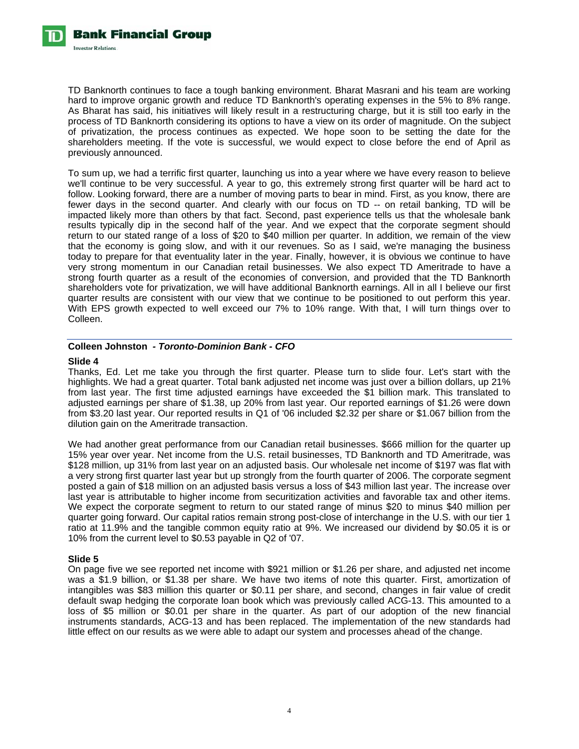TD Banknorth continues to face a tough banking environment. Bharat Masrani and his team are working hard to improve organic growth and reduce TD Banknorth's operating expenses in the 5% to 8% range. As Bharat has said, his initiatives will likely result in a restructuring charge, but it is still too early in the process of TD Banknorth considering its options to have a view on its order of magnitude. On the subject of privatization, the process continues as expected. We hope soon to be setting the date for the shareholders meeting. If the vote is successful, we would expect to close before the end of April as previously announced.

To sum up, we had a terrific first quarter, launching us into a year where we have every reason to believe we'll continue to be very successful. A year to go, this extremely strong first quarter will be hard act to follow. Looking forward, there are a number of moving parts to bear in mind. First, as you know, there are fewer days in the second quarter. And clearly with our focus on TD -- on retail banking, TD will be impacted likely more than others by that fact. Second, past experience tells us that the wholesale bank results typically dip in the second half of the year. And we expect that the corporate segment should return to our stated range of a loss of $20 to $40 million per quarter. In addition, we remain of the view that the economy is going slow, and with it our revenues. So as I said, we're managing the business today to prepare for that eventuality later in the year. Finally, however, it is obvious we continue to have very strong momentum in our Canadian retail businesses. We also expect TD Ameritrade to have a strong fourth quarter as a result of the economies of conversion, and provided that the TD Banknorth shareholders vote for privatization, we will have additional Banknorth earnings. All in all I believe our first quarter results are consistent with our view that we continue to be positioned to out perform this year. With EPS growth expected to well exceed our 7% to 10% range. With that, I will turn things over to Colleen.

---

**Colleen Johnston** *- Toronto-Dominion Bank - CFO*

**Slide 4**

Thanks, Ed. Let me take you through the first quarter. Please turn to slide four. Let's start with the highlights. We had a great quarter. Total bank adjusted net income was just over a billion dollars, up 21% from last year. The first time adjusted earnings have exceeded the $1 billion mark. This translated to adjusted earnings per share of $1.38, up 20% from last year. Our reported earnings of $1.26 were down from $3.20 last year. Our reported results in Q1 of '06 included $2.32 per share or $1.067 billion from the dilution gain on the Ameritrade transaction.

We had another great performance from our Canadian retail businesses. $666 million for the quarter up 15% year over year. Net income from the U.S. retail businesses, TD Banknorth and TD Ameritrade, was $128 million, up 31% from last year on an adjusted basis. Our wholesale net income of $197 was flat with a very strong first quarter last year but up strongly from the fourth quarter of 2006. The corporate segment posted a gain of $18 million on an adjusted basis versus a loss of $43 million last year. The increase over last year is attributable to higher income from securitization activities and favorable tax and other items. We expect the corporate segment to return to our stated range of minus $20 to minus $40 million per quarter going forward. Our capital ratios remain strong post-close of interchange in the U.S. with our tier 1 ratio at 11.9% and the tangible common equity ratio at 9%. We increased our dividend by $0.05 it is or 10% from the current level to $0.53 payable in Q2 of '07.

**Slide 5**

On page five we see reported net income with $921 million or $1.26 per share, and adjusted net income was a $1.9 billion, or $1.38 per share. We have two items of note this quarter. First, amortization of intangibles was $83 million this quarter or $0.11 per share, and second, changes in fair value of credit default swap hedging the corporate loan book which was previously called ACG-13. This amounted to a loss of $5 million or $0.01 per share in the quarter. As part of our adoption of the new financial instruments standards, ACG-13 and has been replaced. The implementation of the new standards had little effect on our results as we were able to adapt our system and processes ahead of the change.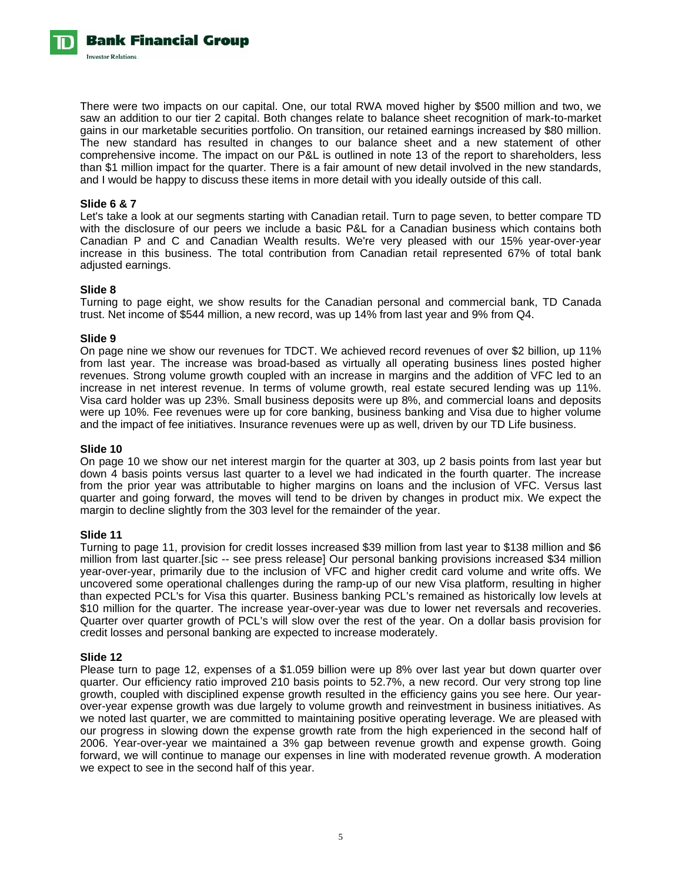There were two impacts on our capital. One, our total RWA moved higher by $500 million and two, we saw an addition to our tier 2 capital. Both changes relate to balance sheet recognition of mark-to-market gains in our marketable securities portfolio. On transition, our retained earnings increased by $80 million. The new standard has resulted in changes to our balance sheet and a new statement of other comprehensive income. The impact on our P&L is outlined in note 13 of the report to shareholders, less than $1 million impact for the quarter. There is a fair amount of new detail involved in the new standards, and I would be happy to discuss these items in more detail with you ideally outside of this call.

**Slide 6 & 7**

Let's take a look at our segments starting with Canadian retail. Turn to page seven, to better compare TD with the disclosure of our peers we include a basic P&L for a Canadian business which contains both Canadian P and C and Canadian Wealth results. We're very pleased with our 15% year-over-year increase in this business. The total contribution from Canadian retail represented 67% of total bank adjusted earnings.

**Slide 8**

Turning to page eight, we show results for the Canadian personal and commercial bank, TD Canada trust. Net income of $544 million, a new record, was up 14% from last year and 9% from Q4.

**Slide 9**

On page nine we show our revenues for TDCT. We achieved record revenues of over $2 billion, up 11% from last year. The increase was broad-based as virtually all operating business lines posted higher revenues. Strong volume growth coupled with an increase in margins and the addition of VFC led to an increase in net interest revenue. In terms of volume growth, real estate secured lending was up 11%. Visa card holder was up 23%. Small business deposits were up 8%, and commercial loans and deposits were up 10%. Fee revenues were up for core banking, business banking and Visa due to higher volume and the impact of fee initiatives. Insurance revenues were up as well, driven by our TD Life business.

**Slide 10**

On page 10 we show our net interest margin for the quarter at 303, up 2 basis points from last year but down 4 basis points versus last quarter to a level we had indicated in the fourth quarter. The increase from the prior year was attributable to higher margins on loans and the inclusion of VFC. Versus last quarter and going forward, the moves will tend to be driven by changes in product mix. We expect the margin to decline slightly from the 303 level for the remainder of the year.

**Slide 11**

Turning to page 11, provision for credit losses increased $39 million from last year to $138 million and $6 million from last quarter.[sic -- see press release] Our personal banking provisions increased $34 million year-over-year, primarily due to the inclusion of VFC and higher credit card volume and write offs. We uncovered some operational challenges during the ramp-up of our new Visa platform, resulting in higher than expected PCL's for Visa this quarter. Business banking PCL's remained as historically low levels at $10 million for the quarter. The increase year-over-year was due to lower net reversals and recoveries. Quarter over quarter growth of PCL's will slow over the rest of the year. On a dollar basis provision for credit losses and personal banking are expected to increase moderately.

**Slide 12**

Please turn to page 12, expenses of a $1.059 billion were up 8% over last year but down quarter over quarter. Our efficiency ratio improved 210 basis points to 52.7%, a new record. Our very strong top line growth, coupled with disciplined expense growth resulted in the efficiency gains you see here. Our year-over-year expense growth was due largely to volume growth and reinvestment in business initiatives. As we noted last quarter, we are committed to maintaining positive operating leverage. We are pleased with our progress in slowing down the expense growth rate from the high experienced in the second half of 2006. Year-over-year we maintained a 3% gap between revenue growth and expense growth. Going forward, we will continue to manage our expenses in line with moderated revenue growth. A moderation we expect to see in the second half of this year.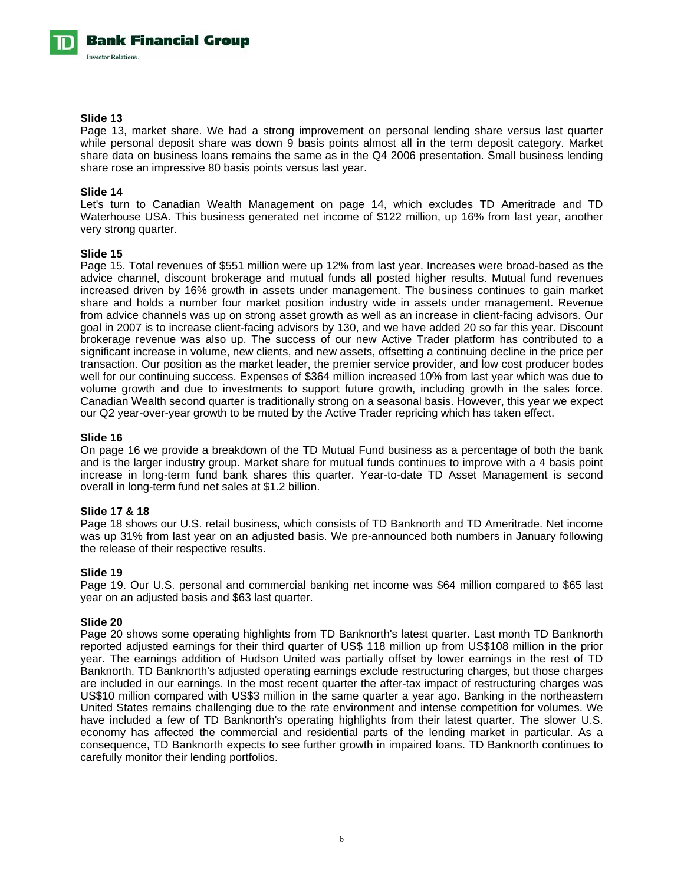**Slide 13**

Page 13, market share. We had a strong improvement on personal lending share versus last quarter while personal deposit share was down 9 basis points almost all in the term deposit category. Market share data on business loans remains the same as in the Q4 2006 presentation. Small business lending share rose an impressive 80 basis points versus last year.

**Slide 14**

Let's turn to Canadian Wealth Management on page 14, which excludes TD Ameritrade and TD Waterhouse USA. This business generated net income of $122 million, up 16% from last year, another very strong quarter.

**Slide 15**

Page 15. Total revenues of $551 million were up 12% from last year. Increases were broad-based as the advice channel, discount brokerage and mutual funds all posted higher results. Mutual fund revenues increased driven by 16% growth in assets under management. The business continues to gain market share and holds a number four market position industry wide in assets under management. Revenue from advice channels was up on strong asset growth as well as an increase in client-facing advisors. Our goal in 2007 is to increase client-facing advisors by 130, and we have added 20 so far this year. Discount brokerage revenue was also up. The success of our new Active Trader platform has contributed to a significant increase in volume, new clients, and new assets, offsetting a continuing decline in the price per transaction. Our position as the market leader, the premier service provider, and low cost producer bodes well for our continuing success. Expenses of $364 million increased 10% from last year which was due to volume growth and due to investments to support future growth, including growth in the sales force. Canadian Wealth second quarter is traditionally strong on a seasonal basis. However, this year we expect our Q2 year-over-year growth to be muted by the Active Trader repricing which has taken effect.

**Slide 16**

On page 16 we provide a breakdown of the TD Mutual Fund business as a percentage of both the bank and is the larger industry group. Market share for mutual funds continues to improve with a 4 basis point increase in long-term fund bank shares this quarter. Year-to-date TD Asset Management is second overall in long-term fund net sales at $1.2 billion.

**Slide 17 & 18**

Page 18 shows our U.S. retail business, which consists of TD Banknorth and TD Ameritrade. Net income was up 31% from last year on an adjusted basis. We pre-announced both numbers in January following the release of their respective results.

**Slide 19**

Page 19. Our U.S. personal and commercial banking net income was $64 million compared to $65 last year on an adjusted basis and $63 last quarter.

**Slide 20**

Page 20 shows some operating highlights from TD Banknorth's latest quarter. Last month TD Banknorth reported adjusted earnings for their third quarter of US$ 118 million up from US$108 million in the prior year. The earnings addition of Hudson United was partially offset by lower earnings in the rest of TD Banknorth. TD Banknorth's adjusted operating earnings exclude restructuring charges, but those charges are included in our earnings. In the most recent quarter the after-tax impact of restructuring charges was US$10 million compared with US$3 million in the same quarter a year ago. Banking in the northeastern United States remains challenging due to the rate environment and intense competition for volumes. We have included a few of TD Banknorth's operating highlights from their latest quarter. The slower U.S. economy has affected the commercial and residential parts of the lending market in particular. As a consequence, TD Banknorth expects to see further growth in impaired loans. TD Banknorth continues to carefully monitor their lending portfolios.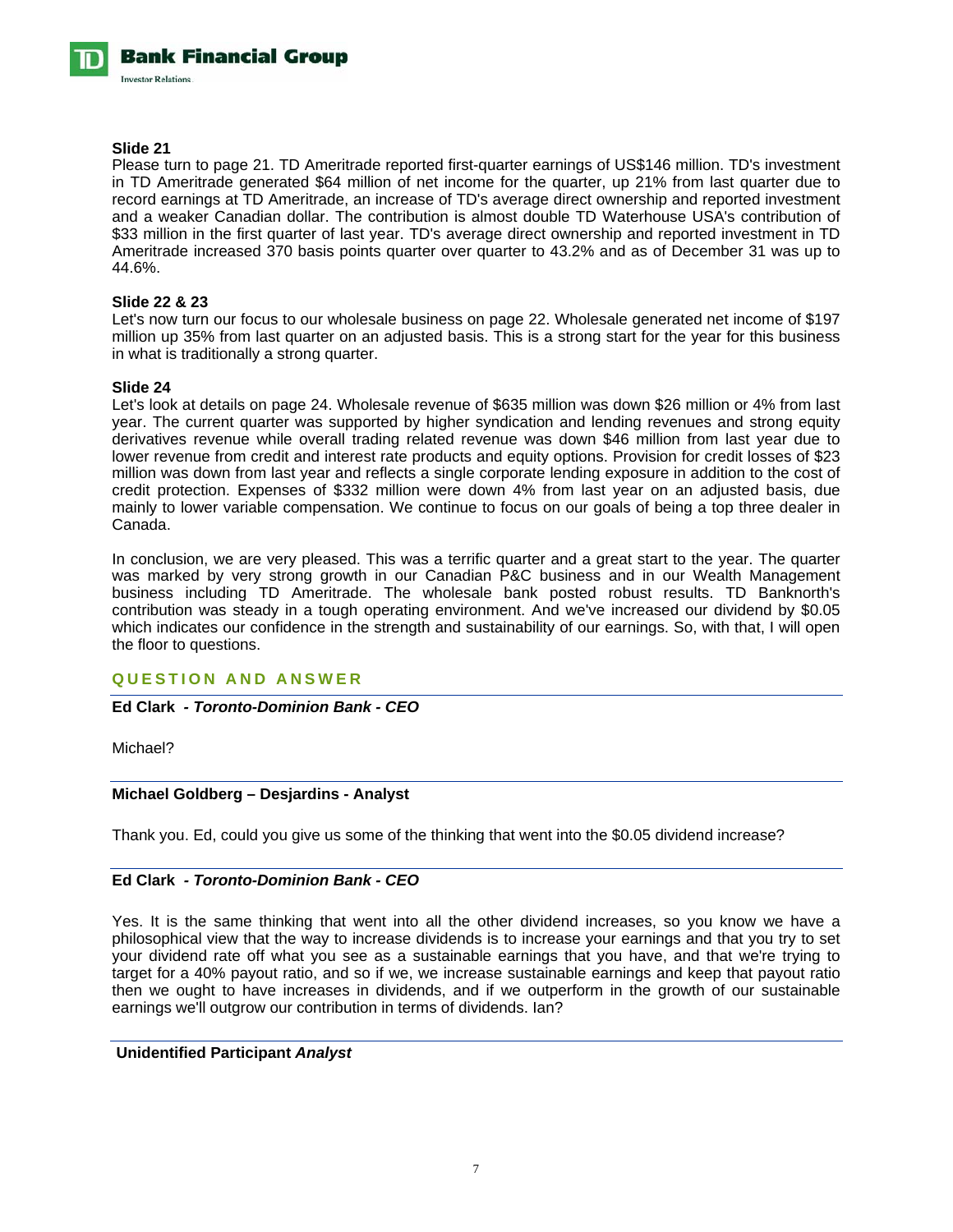**Slide 21**

Please turn to page 21. TD Ameritrade reported first-quarter earnings of US$146 million. TD's investment in TD Ameritrade generated $64 million of net income for the quarter, up 21% from last quarter due to record earnings at TD Ameritrade, an increase of TD's average direct ownership and reported investment and a weaker Canadian dollar. The contribution is almost double TD Waterhouse USA's contribution of $33 million in the first quarter of last year. TD's average direct ownership and reported investment in TD Ameritrade increased 370 basis points quarter over quarter to 43.2% and as of December 31 was up to 44.6%.

**Slide 22 & 23**

Let's now turn our focus to our wholesale business on page 22. Wholesale generated net income of $197 million up 35% from last quarter on an adjusted basis. This is a strong start for the year for this business in what is traditionally a strong quarter.

**Slide 24**

Let's look at details on page 24. Wholesale revenue of $635 million was down $26 million or 4% from last year. The current quarter was supported by higher syndication and lending revenues and strong equity derivatives revenue while overall trading related revenue was down $46 million from last year due to lower revenue from credit and interest rate products and equity options. Provision for credit losses of $23 million was down from last year and reflects a single corporate lending exposure in addition to the cost of credit protection. Expenses of $332 million were down 4% from last year on an adjusted basis, due mainly to lower variable compensation. We continue to focus on our goals of being a top three dealer in Canada.

In conclusion, we are very pleased. This was a terrific quarter and a great start to the year. The quarter was marked by very strong growth in our Canadian P&C business and in our Wealth Management business including TD Ameritrade. The wholesale bank posted robust results. TD Banknorth's contribution was steady in a tough operating environment. And we've increased our dividend by $0.05 which indicates our confidence in the strength and sustainability of our earnings. So, with that, I will open the floor to questions.

## QUESTION AND ANSWER

**Ed Clark** *- **Toronto-Dominion Bank - CEO***

Michael?

**Michael Goldberg – Desjardins - Analyst**

Thank you. Ed, could you give us some of the thinking that went into the $0.05 dividend increase?

**Ed Clark** *- **Toronto-Dominion Bank - CEO***

Yes. It is the same thinking that went into all the other dividend increases, so you know we have a philosophical view that the way to increase dividends is to increase your earnings and that you try to set your dividend rate off what you see as a sustainable earnings that you have, and that we're trying to target for a 40% payout ratio, and so if we, we increase sustainable earnings and keep that payout ratio then we ought to have increases in dividends, and if we outperform in the growth of our sustainable earnings we'll outgrow our contribution in terms of dividends. Ian?

**Unidentified Participant** ***Analyst***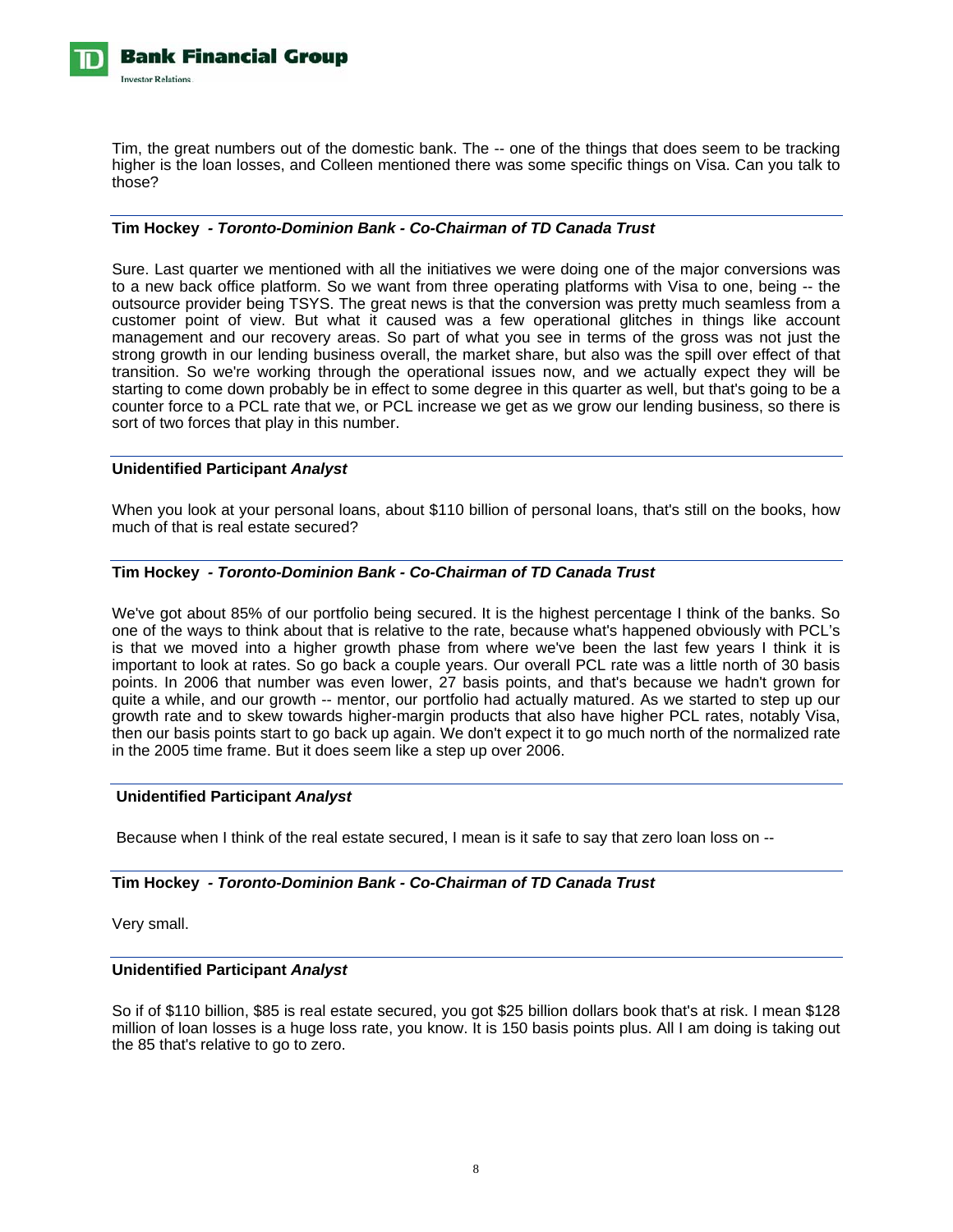Tim, the great numbers out of the domestic bank. The -- one of the things that does seem to be tracking higher is the loan losses, and Colleen mentioned there was some specific things on Visa. Can you talk to those?

**Tim Hockey** *- Toronto-Dominion Bank - Co-Chairman of TD Canada Trust*

Sure. Last quarter we mentioned with all the initiatives we were doing one of the major conversions was to a new back office platform. So we want from three operating platforms with Visa to one, being -- the outsource provider being TSYS. The great news is that the conversion was pretty much seamless from a customer point of view. But what it caused was a few operational glitches in things like account management and our recovery areas. So part of what you see in terms of the gross was not just the strong growth in our lending business overall, the market share, but also was the spill over effect of that transition. So we're working through the operational issues now, and we actually expect they will be starting to come down probably be in effect to some degree in this quarter as well, but that's going to be a counter force to a PCL rate that we, or PCL increase we get as we grow our lending business, so there is sort of two forces that play in this number.

**Unidentified Participant** ***Analyst***

When you look at your personal loans, about $110 billion of personal loans, that's still on the books, how much of that is real estate secured?

**Tim Hockey** *- Toronto-Dominion Bank - Co-Chairman of TD Canada Trust*

We've got about 85% of our portfolio being secured. It is the highest percentage I think of the banks. So one of the ways to think about that is relative to the rate, because what's happened obviously with PCL's is that we moved into a higher growth phase from where we've been the last few years I think it is important to look at rates. So go back a couple years. Our overall PCL rate was a little north of 30 basis points. In 2006 that number was even lower, 27 basis points, and that's because we hadn't grown for quite a while, and our growth -- mentor, our portfolio had actually matured. As we started to step up our growth rate and to skew towards higher-margin products that also have higher PCL rates, notably Visa, then our basis points start to go back up again. We don't expect it to go much north of the normalized rate in the 2005 time frame. But it does seem like a step up over 2006.

**Unidentified Participant** ***Analyst***

Because when I think of the real estate secured, I mean is it safe to say that zero loan loss on --

**Tim Hockey** *- Toronto-Dominion Bank - Co-Chairman of TD Canada Trust*

Very small.

**Unidentified Participant** ***Analyst***

So if of $110 billion, $85 is real estate secured, you got $25 billion dollars book that's at risk. I mean $128 million of loan losses is a huge loss rate, you know. It is 150 basis points plus. All I am doing is taking out the 85 that's relative to go to zero.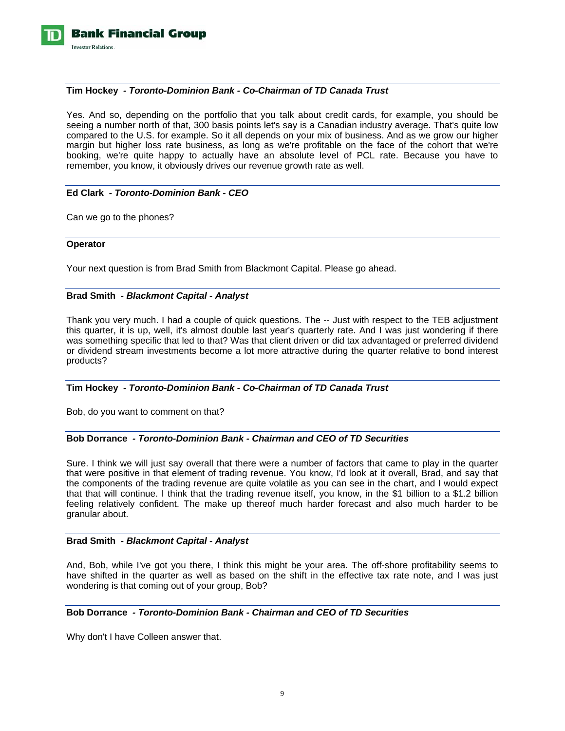**Tim Hockey** *- Toronto-Dominion Bank - Co-Chairman of TD Canada Trust*

Yes. And so, depending on the portfolio that you talk about credit cards, for example, you should be seeing a number north of that, 300 basis points let's say is a Canadian industry average. That's quite low compared to the U.S. for example. So it all depends on your mix of business. And as we grow our higher margin but higher loss rate business, as long as we're profitable on the face of the cohort that we're booking, we're quite happy to actually have an absolute level of PCL rate. Because you have to remember, you know, it obviously drives our revenue growth rate as well.

**Ed Clark** *- Toronto-Dominion Bank - CEO*

Can we go to the phones?

**Operator**

Your next question is from Brad Smith from Blackmont Capital. Please go ahead.

**Brad Smith** *- Blackmont Capital - Analyst*

Thank you very much. I had a couple of quick questions. The -- Just with respect to the TEB adjustment this quarter, it is up, well, it's almost double last year's quarterly rate. And I was just wondering if there was something specific that led to that? Was that client driven or did tax advantaged or preferred dividend or dividend stream investments become a lot more attractive during the quarter relative to bond interest products?

**Tim Hockey** *- Toronto-Dominion Bank - Co-Chairman of TD Canada Trust*

Bob, do you want to comment on that?

**Bob Dorrance** *- Toronto-Dominion Bank - Chairman and CEO of TD Securities*

Sure. I think we will just say overall that there were a number of factors that came to play in the quarter that were positive in that element of trading revenue. You know, I'd look at it overall, Brad, and say that the components of the trading revenue are quite volatile as you can see in the chart, and I would expect that that will continue. I think that the trading revenue itself, you know, in the $1 billion to a $1.2 billion feeling relatively confident. The make up thereof much harder forecast and also much harder to be granular about.

**Brad Smith** *- Blackmont Capital - Analyst*

And, Bob, while I've got you there, I think this might be your area. The off-shore profitability seems to have shifted in the quarter as well as based on the shift in the effective tax rate note, and I was just wondering is that coming out of your group, Bob?

**Bob Dorrance** *- Toronto-Dominion Bank - Chairman and CEO of TD Securities*

Why don't I have Colleen answer that.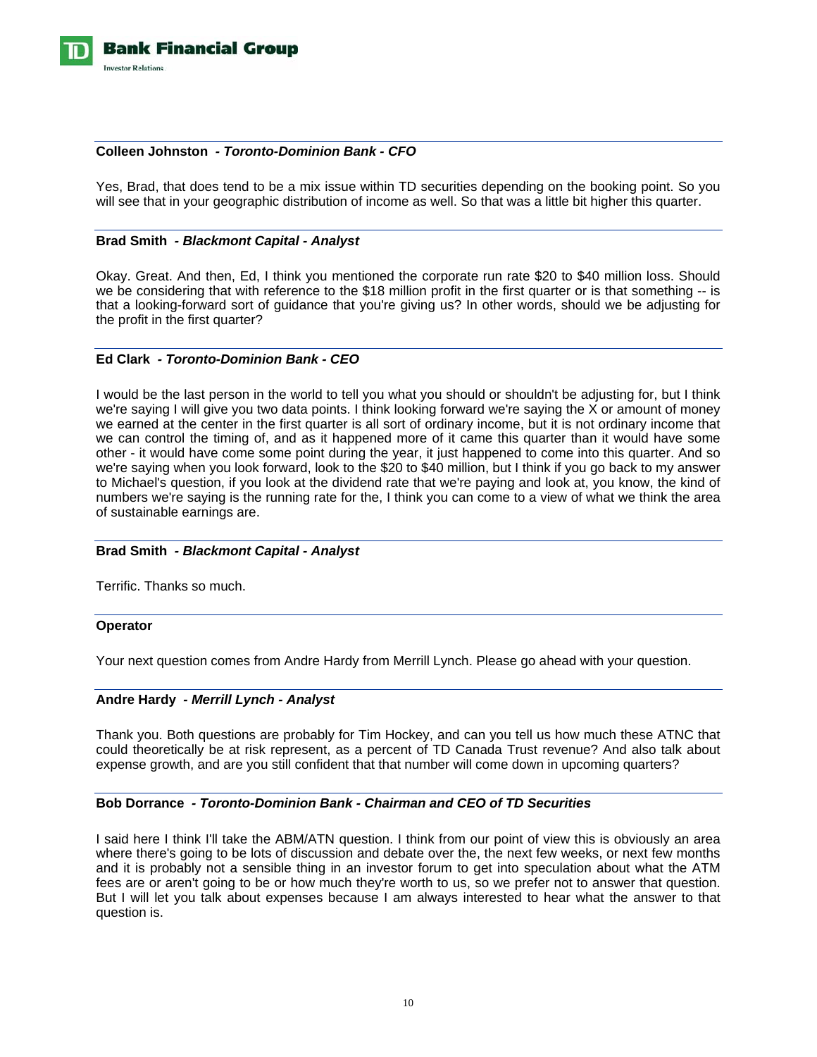**Colleen Johnston** *- Toronto-Dominion Bank - CFO*

Yes, Brad, that does tend to be a mix issue within TD securities depending on the booking point. So you will see that in your geographic distribution of income as well. So that was a little bit higher this quarter.

**Brad Smith** *- Blackmont Capital - Analyst*

Okay. Great. And then, Ed, I think you mentioned the corporate run rate $20 to $40 million loss. Should we be considering that with reference to the $18 million profit in the first quarter or is that something -- is that a looking-forward sort of guidance that you're giving us? In other words, should we be adjusting for the profit in the first quarter?

**Ed Clark** *- Toronto-Dominion Bank - CEO*

I would be the last person in the world to tell you what you should or shouldn't be adjusting for, but I think we're saying I will give you two data points. I think looking forward we're saying the X or amount of money we earned at the center in the first quarter is all sort of ordinary income, but it is not ordinary income that we can control the timing of, and as it happened more of it came this quarter than it would have some other - it would have come some point during the year, it just happened to come into this quarter. And so we're saying when you look forward, look to the $20 to $40 million, but I think if you go back to my answer to Michael's question, if you look at the dividend rate that we're paying and look at, you know, the kind of numbers we're saying is the running rate for the, I think you can come to a view of what we think the area of sustainable earnings are.

**Brad Smith** *- Blackmont Capital - Analyst*

Terrific. Thanks so much.

**Operator**

Your next question comes from Andre Hardy from Merrill Lynch. Please go ahead with your question.

**Andre Hardy** *- Merrill Lynch - Analyst*

Thank you. Both questions are probably for Tim Hockey, and can you tell us how much these ATNC that could theoretically be at risk represent, as a percent of TD Canada Trust revenue? And also talk about expense growth, and are you still confident that that number will come down in upcoming quarters?

**Bob Dorrance** *- Toronto-Dominion Bank - Chairman and CEO of TD Securities*

I said here I think I'll take the ABM/ATN question. I think from our point of view this is obviously an area where there's going to be lots of discussion and debate over the, the next few weeks, or next few months and it is probably not a sensible thing in an investor forum to get into speculation about what the ATM fees are or aren't going to be or how much they're worth to us, so we prefer not to answer that question. But I will let you talk about expenses because I am always interested to hear what the answer to that question is.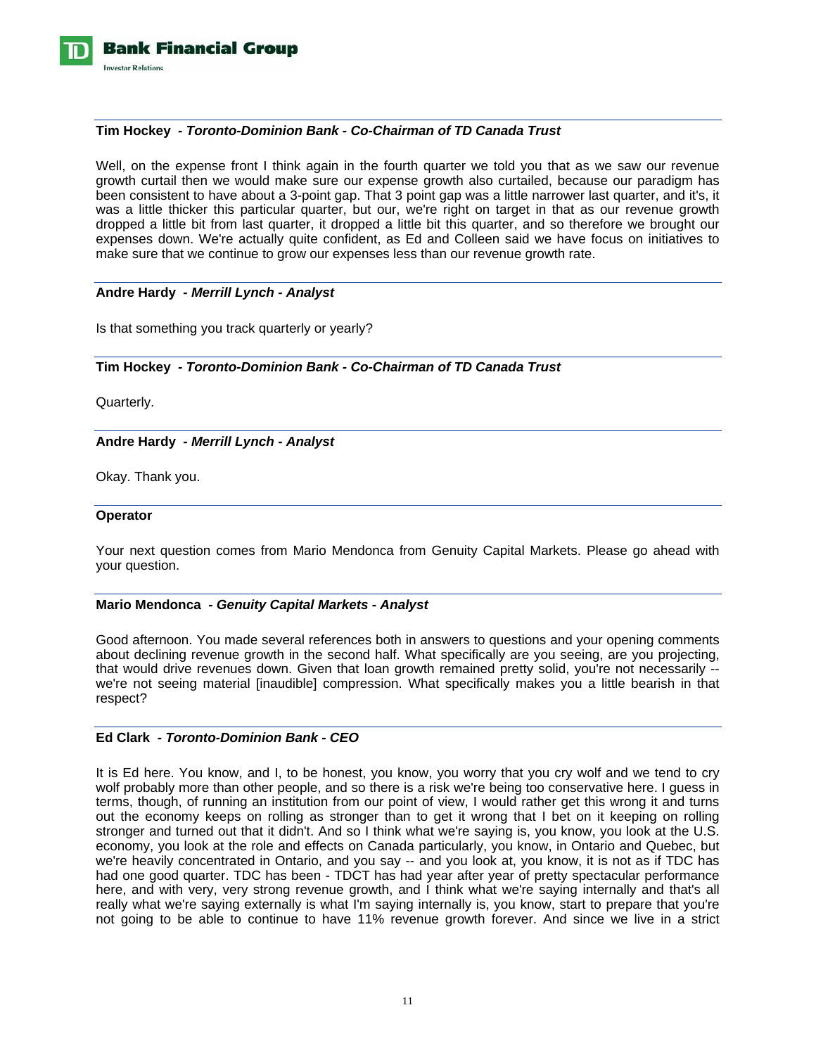**Tim Hockey** *- Toronto-Dominion Bank - Co-Chairman of TD Canada Trust*

Well, on the expense front I think again in the fourth quarter we told you that as we saw our revenue growth curtail then we would make sure our expense growth also curtailed, because our paradigm has been consistent to have about a 3-point gap. That 3 point gap was a little narrower last quarter, and it's, it was a little thicker this particular quarter, but our, we're right on target in that as our revenue growth dropped a little bit from last quarter, it dropped a little bit this quarter, and so therefore we brought our expenses down. We're actually quite confident, as Ed and Colleen said we have focus on initiatives to make sure that we continue to grow our expenses less than our revenue growth rate.

**Andre Hardy** *- Merrill Lynch - Analyst*

Is that something you track quarterly or yearly?

**Tim Hockey** *- Toronto-Dominion Bank - Co-Chairman of TD Canada Trust*

Quarterly.

**Andre Hardy** *- Merrill Lynch - Analyst*

Okay. Thank you.

**Operator**

Your next question comes from Mario Mendonca from Genuity Capital Markets. Please go ahead with your question.

**Mario Mendonca** *- Genuity Capital Markets - Analyst*

Good afternoon. You made several references both in answers to questions and your opening comments about declining revenue growth in the second half. What specifically are you seeing, are you projecting, that would drive revenues down. Given that loan growth remained pretty solid, you're not necessarily -- we're not seeing material [inaudible] compression. What specifically makes you a little bearish in that respect?

**Ed Clark** *- Toronto-Dominion Bank - CEO*

It is Ed here. You know, and I, to be honest, you know, you worry that you cry wolf and we tend to cry wolf probably more than other people, and so there is a risk we're being too conservative here. I guess in terms, though, of running an institution from our point of view, I would rather get this wrong it and turns out the economy keeps on rolling as stronger than to get it wrong that I bet on it keeping on rolling stronger and turned out that it didn't. And so I think what we're saying is, you know, you look at the U.S. economy, you look at the role and effects on Canada particularly, you know, in Ontario and Quebec, but we're heavily concentrated in Ontario, and you say -- and you look at, you know, it is not as if TDC has had one good quarter. TDC has been - TDCT has had year after year of pretty spectacular performance here, and with very, very strong revenue growth, and I think what we're saying internally and that's all really what we're saying externally is what I'm saying internally is, you know, start to prepare that you're not going to be able to continue to have 11% revenue growth forever. And since we live in a strict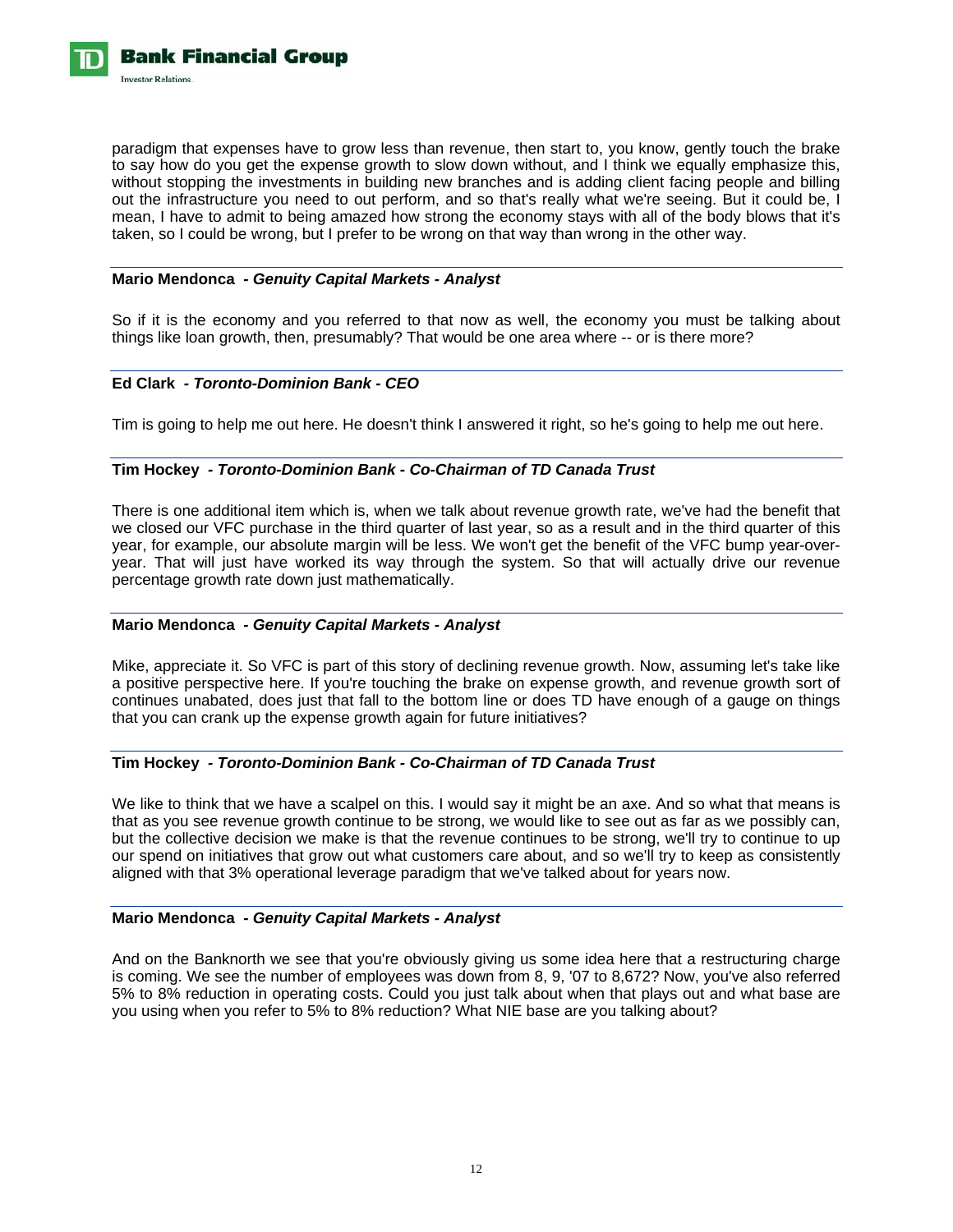paradigm that expenses have to grow less than revenue, then start to, you know, gently touch the brake to say how do you get the expense growth to slow down without, and I think we equally emphasize this, without stopping the investments in building new branches and is adding client facing people and billing out the infrastructure you need to out perform, and so that's really what we're seeing. But it could be, I mean, I have to admit to being amazed how strong the economy stays with all of the body blows that it's taken, so I could be wrong, but I prefer to be wrong on that way than wrong in the other way.

**Mario Mendonca** *- Genuity Capital Markets - Analyst*

So if it is the economy and you referred to that now as well, the economy you must be talking about things like loan growth, then, presumably? That would be one area where -- or is there more?

**Ed Clark** *- Toronto-Dominion Bank - CEO*

Tim is going to help me out here. He doesn't think I answered it right, so he's going to help me out here.

**Tim Hockey** *- Toronto-Dominion Bank - Co-Chairman of TD Canada Trust*

There is one additional item which is, when we talk about revenue growth rate, we've had the benefit that we closed our VFC purchase in the third quarter of last year, so as a result and in the third quarter of this year, for example, our absolute margin will be less. We won't get the benefit of the VFC bump year-over-year. That will just have worked its way through the system. So that will actually drive our revenue percentage growth rate down just mathematically.

**Mario Mendonca** *- Genuity Capital Markets - Analyst*

Mike, appreciate it. So VFC is part of this story of declining revenue growth. Now, assuming let's take like a positive perspective here. If you're touching the brake on expense growth, and revenue growth sort of continues unabated, does just that fall to the bottom line or does TD have enough of a gauge on things that you can crank up the expense growth again for future initiatives?

**Tim Hockey** *- Toronto-Dominion Bank - Co-Chairman of TD Canada Trust*

We like to think that we have a scalpel on this. I would say it might be an axe. And so what that means is that as you see revenue growth continue to be strong, we would like to see out as far as we possibly can, but the collective decision we make is that the revenue continues to be strong, we'll try to continue to up our spend on initiatives that grow out what customers care about, and so we'll try to keep as consistently aligned with that 3% operational leverage paradigm that we've talked about for years now.

**Mario Mendonca** *- Genuity Capital Markets - Analyst*

And on the Banknorth we see that you're obviously giving us some idea here that a restructuring charge is coming. We see the number of employees was down from 8, 9, '07 to 8,672? Now, you've also referred 5% to 8% reduction in operating costs. Could you just talk about when that plays out and what base are you using when you refer to 5% to 8% reduction? What NIE base are you talking about?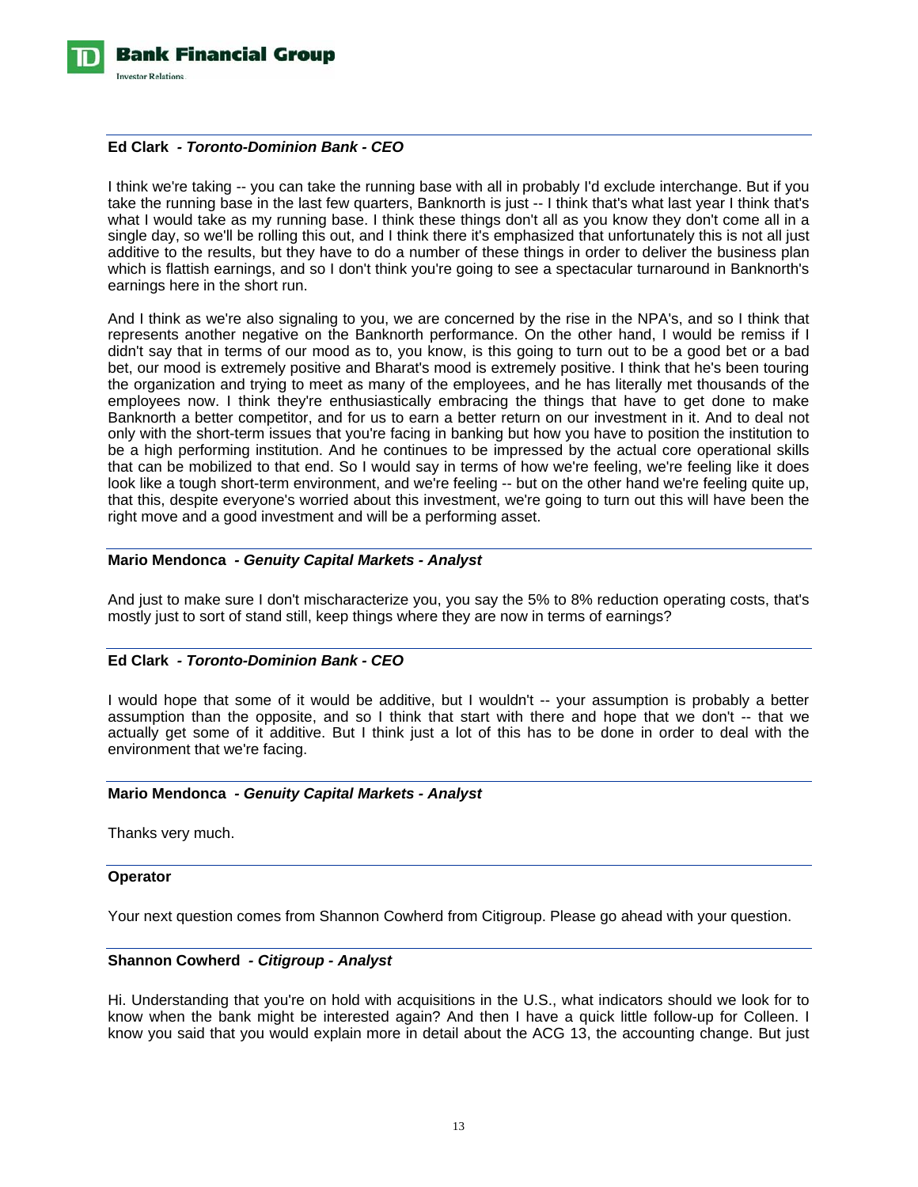**Ed Clark** *- Toronto-Dominion Bank - CEO*

I think we're taking -- you can take the running base with all in probably I'd exclude interchange. But if you take the running base in the last few quarters, Banknorth is just -- I think that's what last year I think that's what I would take as my running base. I think these things don't all as you know they don't come all in a single day, so we'll be rolling this out, and I think there it's emphasized that unfortunately this is not all just additive to the results, but they have to do a number of these things in order to deliver the business plan which is flattish earnings, and so I don't think you're going to see a spectacular turnaround in Banknorth's earnings here in the short run.

And I think as we're also signaling to you, we are concerned by the rise in the NPA's, and so I think that represents another negative on the Banknorth performance. On the other hand, I would be remiss if I didn't say that in terms of our mood as to, you know, is this going to turn out to be a good bet or a bad bet, our mood is extremely positive and Bharat's mood is extremely positive. I think that he's been touring the organization and trying to meet as many of the employees, and he has literally met thousands of the employees now. I think they're enthusiastically embracing the things that have to get done to make Banknorth a better competitor, and for us to earn a better return on our investment in it. And to deal not only with the short-term issues that you're facing in banking but how you have to position the institution to be a high performing institution. And he continues to be impressed by the actual core operational skills that can be mobilized to that end. So I would say in terms of how we're feeling, we're feeling like it does look like a tough short-term environment, and we're feeling -- but on the other hand we're feeling quite up, that this, despite everyone's worried about this investment, we're going to turn out this will have been the right move and a good investment and will be a performing asset.

**Mario Mendonca** *- Genuity Capital Markets - Analyst*

And just to make sure I don't mischaracterize you, you say the 5% to 8% reduction operating costs, that's mostly just to sort of stand still, keep things where they are now in terms of earnings?

**Ed Clark** *- Toronto-Dominion Bank - CEO*

I would hope that some of it would be additive, but I wouldn't -- your assumption is probably a better assumption than the opposite, and so I think that start with there and hope that we don't -- that we actually get some of it additive. But I think just a lot of this has to be done in order to deal with the environment that we're facing.

**Mario Mendonca** *- Genuity Capital Markets - Analyst*

Thanks very much.

**Operator**

Your next question comes from Shannon Cowherd from Citigroup. Please go ahead with your question.

**Shannon Cowherd** *- Citigroup - Analyst*

Hi. Understanding that you're on hold with acquisitions in the U.S., what indicators should we look for to know when the bank might be interested again? And then I have a quick little follow-up for Colleen. I know you said that you would explain more in detail about the ACG 13, the accounting change. But just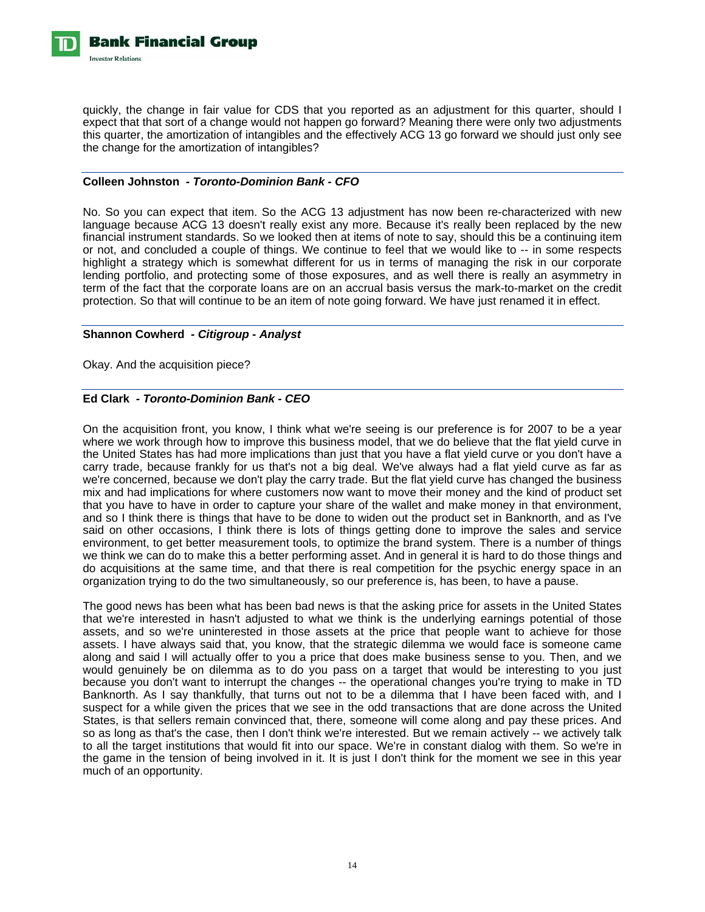quickly, the change in fair value for CDS that you reported as an adjustment for this quarter, should I expect that that sort of a change would not happen go forward? Meaning there were only two adjustments this quarter, the amortization of intangibles and the effectively ACG 13 go forward we should just only see the change for the amortization of intangibles?

---

**Colleen Johnston** *- Toronto-Dominion Bank - CFO*

No. So you can expect that item. So the ACG 13 adjustment has now been re-characterized with new language because ACG 13 doesn't really exist any more. Because it's really been replaced by the new financial instrument standards. So we looked then at items of note to say, should this be a continuing item or not, and concluded a couple of things. We continue to feel that we would like to -- in some respects highlight a strategy which is somewhat different for us in terms of managing the risk in our corporate lending portfolio, and protecting some of those exposures, and as well there is really an asymmetry in term of the fact that the corporate loans are on an accrual basis versus the mark-to-market on the credit protection. So that will continue to be an item of note going forward. We have just renamed it in effect.

---

**Shannon Cowherd** *- Citigroup - Analyst*

Okay. And the acquisition piece?

---

**Ed Clark** *- Toronto-Dominion Bank - CEO*

On the acquisition front, you know, I think what we're seeing is our preference is for 2007 to be a year where we work through how to improve this business model, that we do believe that the flat yield curve in the United States has had more implications than just that you have a flat yield curve or you don't have a carry trade, because frankly for us that's not a big deal. We've always had a flat yield curve as far as we're concerned, because we don't play the carry trade. But the flat yield curve has changed the business mix and had implications for where customers now want to move their money and the kind of product set that you have to have in order to capture your share of the wallet and make money in that environment, and so I think there is things that have to be done to widen out the product set in Banknorth, and as I've said on other occasions, I think there is lots of things getting done to improve the sales and service environment, to get better measurement tools, to optimize the brand system. There is a number of things we think we can do to make this a better performing asset. And in general it is hard to do those things and do acquisitions at the same time, and that there is real competition for the psychic energy space in an organization trying to do the two simultaneously, so our preference is, has been, to have a pause.

The good news has been what has been bad news is that the asking price for assets in the United States that we're interested in hasn't adjusted to what we think is the underlying earnings potential of those assets, and so we're uninterested in those assets at the price that people want to achieve for those assets. I have always said that, you know, that the strategic dilemma we would face is someone came along and said I will actually offer to you a price that does make business sense to you. Then, and we would genuinely be on dilemma as to do you pass on a target that would be interesting to you just because you don't want to interrupt the changes -- the operational changes you're trying to make in TD Banknorth. As I say thankfully, that turns out not to be a dilemma that I have been faced with, and I suspect for a while given the prices that we see in the odd transactions that are done across the United States, is that sellers remain convinced that, there, someone will come along and pay these prices. And so as long as that's the case, then I don't think we're interested. But we remain actively -- we actively talk to all the target institutions that would fit into our space. We're in constant dialog with them. So we're in the game in the tension of being involved in it. It is just I don't think for the moment we see in this year much of an opportunity.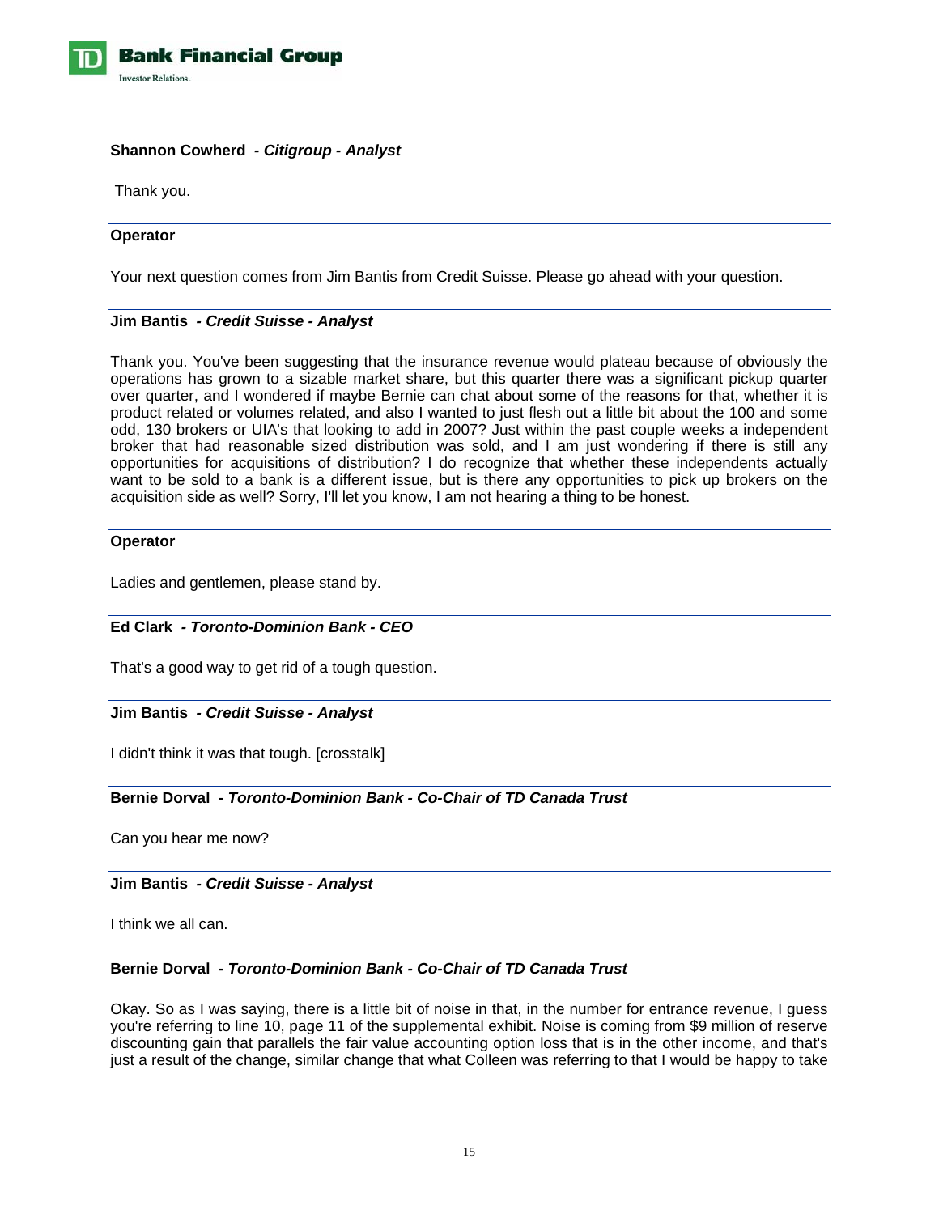**Shannon Cowherd** *- Citigroup - Analyst*

Thank you.

---

**Operator**

Your next question comes from Jim Bantis from Credit Suisse. Please go ahead with your question.

---

**Jim Bantis** *- Credit Suisse - Analyst*

Thank you. You've been suggesting that the insurance revenue would plateau because of obviously the operations has grown to a sizable market share, but this quarter there was a significant pickup quarter over quarter, and I wondered if maybe Bernie can chat about some of the reasons for that, whether it is product related or volumes related, and also I wanted to just flesh out a little bit about the 100 and some odd, 130 brokers or UIA's that looking to add in 2007? Just within the past couple weeks a independent broker that had reasonable sized distribution was sold, and I am just wondering if there is still any opportunities for acquisitions of distribution? I do recognize that whether these independents actually want to be sold to a bank is a different issue, but is there any opportunities to pick up brokers on the acquisition side as well? Sorry, I'll let you know, I am not hearing a thing to be honest.

---

**Operator**

Ladies and gentlemen, please stand by.

---

**Ed Clark** *- Toronto-Dominion Bank - CEO*

That's a good way to get rid of a tough question.

---

**Jim Bantis** *- Credit Suisse - Analyst*

I didn't think it was that tough. [crosstalk]

---

**Bernie Dorval** *- Toronto-Dominion Bank - Co-Chair of TD Canada Trust*

Can you hear me now?

---

**Jim Bantis** *- Credit Suisse - Analyst*

I think we all can.

---

**Bernie Dorval** *- Toronto-Dominion Bank - Co-Chair of TD Canada Trust*

Okay. So as I was saying, there is a little bit of noise in that, in the number for entrance revenue, I guess you're referring to line 10, page 11 of the supplemental exhibit. Noise is coming from $9 million of reserve discounting gain that parallels the fair value accounting option loss that is in the other income, and that's just a result of the change, similar change that what Colleen was referring to that I would be happy to take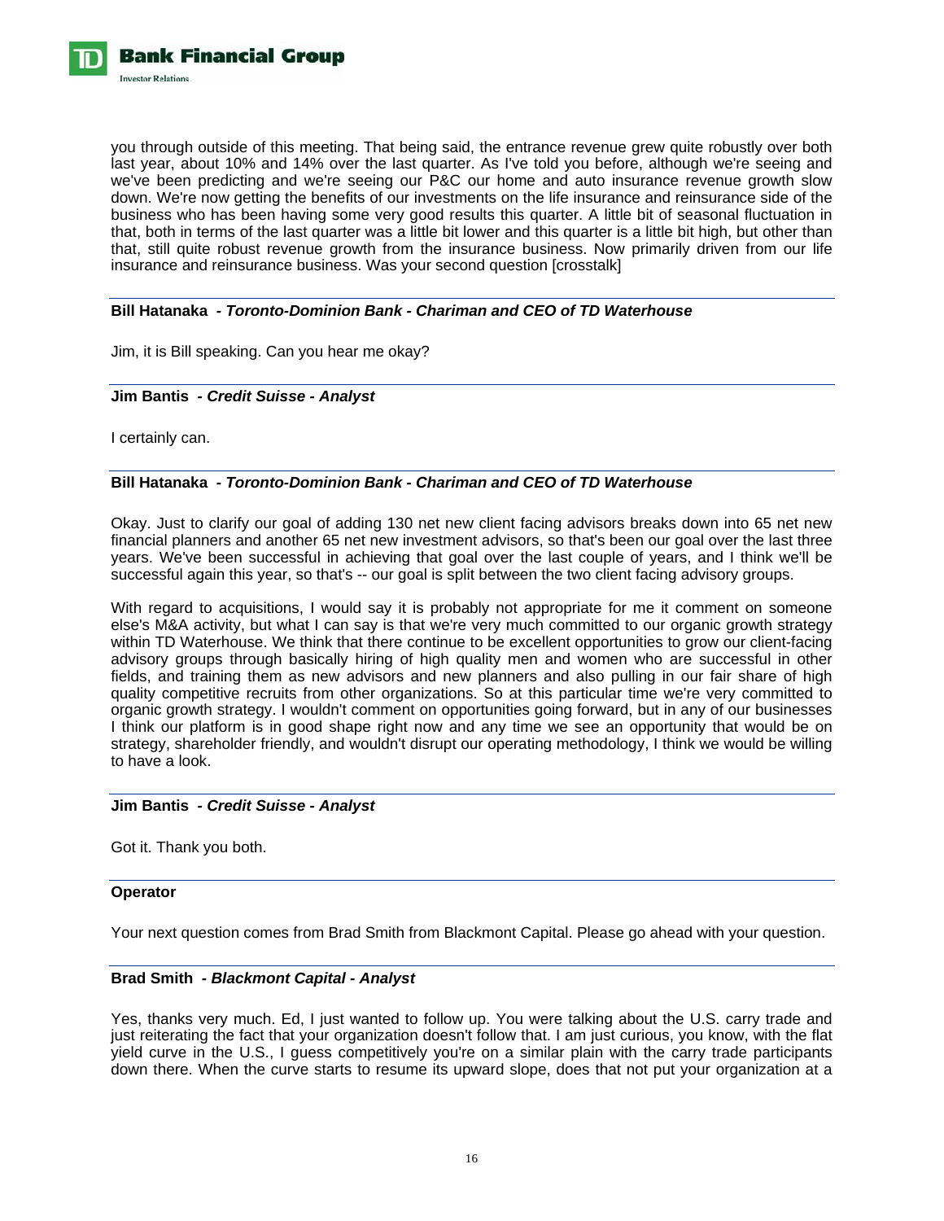you through outside of this meeting. That being said, the entrance revenue grew quite robustly over both last year, about 10% and 14% over the last quarter. As I've told you before, although we're seeing and we've been predicting and we're seeing our P&C our home and auto insurance revenue growth slow down. We're now getting the benefits of our investments on the life insurance and reinsurance side of the business who has been having some very good results this quarter. A little bit of seasonal fluctuation in that, both in terms of the last quarter was a little bit lower and this quarter is a little bit high, but other than that, still quite robust revenue growth from the insurance business. Now primarily driven from our life insurance and reinsurance business. Was your second question [crosstalk]

**Bill Hatanaka** *- Toronto-Dominion Bank - Chariman and CEO of TD Waterhouse*

Jim, it is Bill speaking. Can you hear me okay?

**Jim Bantis** *- Credit Suisse - Analyst*

I certainly can.

**Bill Hatanaka** *- Toronto-Dominion Bank - Chariman and CEO of TD Waterhouse*

Okay. Just to clarify our goal of adding 130 net new client facing advisors breaks down into 65 net new financial planners and another 65 net new investment advisors, so that's been our goal over the last three years. We've been successful in achieving that goal over the last couple of years, and I think we'll be successful again this year, so that's -- our goal is split between the two client facing advisory groups.

With regard to acquisitions, I would say it is probably not appropriate for me it comment on someone else's M&A activity, but what I can say is that we're very much committed to our organic growth strategy within TD Waterhouse. We think that there continue to be excellent opportunities to grow our client-facing advisory groups through basically hiring of high quality men and women who are successful in other fields, and training them as new advisors and new planners and also pulling in our fair share of high quality competitive recruits from other organizations. So at this particular time we're very committed to organic growth strategy. I wouldn't comment on opportunities going forward, but in any of our businesses I think our platform is in good shape right now and any time we see an opportunity that would be on strategy, shareholder friendly, and wouldn't disrupt our operating methodology, I think we would be willing to have a look.

**Jim Bantis** *- Credit Suisse - Analyst*

Got it. Thank you both.

**Operator**

Your next question comes from Brad Smith from Blackmont Capital. Please go ahead with your question.

**Brad Smith** *- Blackmont Capital - Analyst*

Yes, thanks very much. Ed, I just wanted to follow up. You were talking about the U.S. carry trade and just reiterating the fact that your organization doesn't follow that. I am just curious, you know, with the flat yield curve in the U.S., I guess competitively you're on a similar plain with the carry trade participants down there. When the curve starts to resume its upward slope, does that not put your organization at a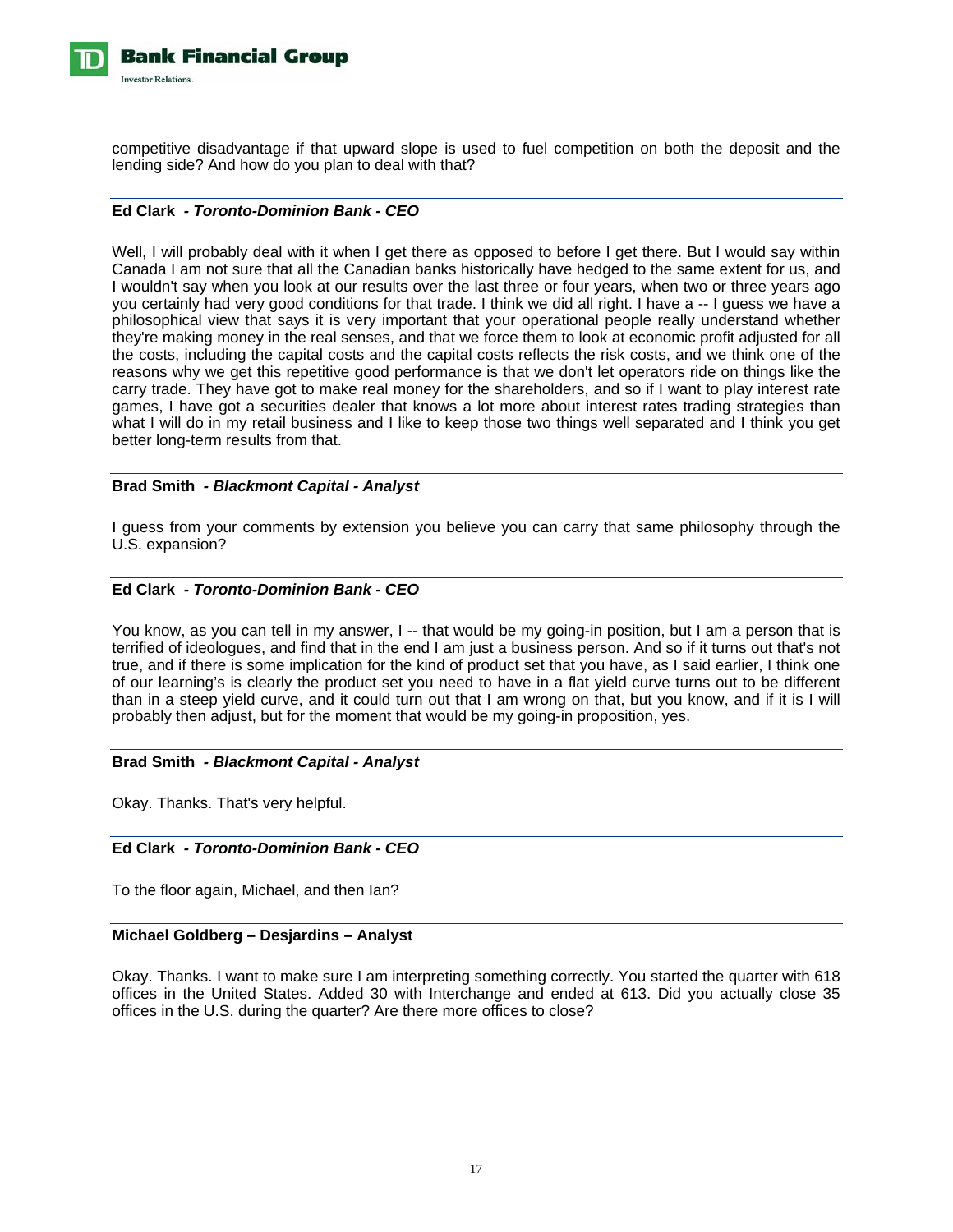competitive disadvantage if that upward slope is used to fuel competition on both the deposit and the lending side? And how do you plan to deal with that?

**Ed Clark** *- Toronto-Dominion Bank - CEO*

Well, I will probably deal with it when I get there as opposed to before I get there. But I would say within Canada I am not sure that all the Canadian banks historically have hedged to the same extent for us, and I wouldn't say when you look at our results over the last three or four years, when two or three years ago you certainly had very good conditions for that trade. I think we did all right. I have a -- I guess we have a philosophical view that says it is very important that your operational people really understand whether they're making money in the real senses, and that we force them to look at economic profit adjusted for all the costs, including the capital costs and the capital costs reflects the risk costs, and we think one of the reasons why we get this repetitive good performance is that we don't let operators ride on things like the carry trade. They have got to make real money for the shareholders, and so if I want to play interest rate games, I have got a securities dealer that knows a lot more about interest rates trading strategies than what I will do in my retail business and I like to keep those two things well separated and I think you get better long-term results from that.

**Brad Smith** *- Blackmont Capital - Analyst*

I guess from your comments by extension you believe you can carry that same philosophy through the U.S. expansion?

**Ed Clark** *- Toronto-Dominion Bank - CEO*

You know, as you can tell in my answer, I -- that would be my going-in position, but I am a person that is terrified of ideologues, and find that in the end I am just a business person. And so if it turns out that's not true, and if there is some implication for the kind of product set that you have, as I said earlier, I think one of our learning's is clearly the product set you need to have in a flat yield curve turns out to be different than in a steep yield curve, and it could turn out that I am wrong on that, but you know, and if it is I will probably then adjust, but for the moment that would be my going-in proposition, yes.

**Brad Smith** *- Blackmont Capital - Analyst*

Okay. Thanks. That's very helpful.

**Ed Clark** *- Toronto-Dominion Bank - CEO*

To the floor again, Michael, and then Ian?

**Michael Goldberg – Desjardins – Analyst**

Okay. Thanks. I want to make sure I am interpreting something correctly. You started the quarter with 618 offices in the United States. Added 30 with Interchange and ended at 613. Did you actually close 35 offices in the U.S. during the quarter? Are there more offices to close?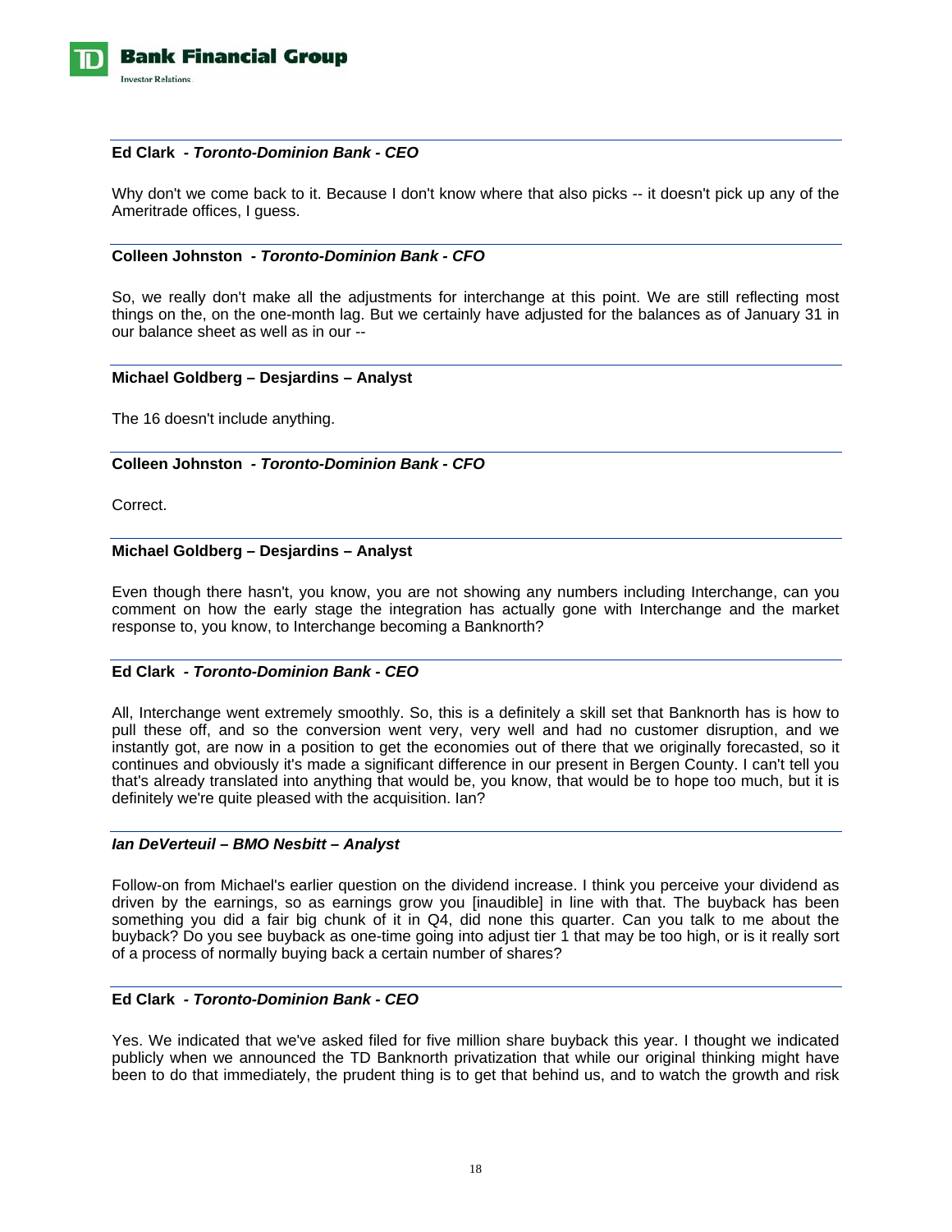**Ed Clark** - ***Toronto-Dominion Bank - CEO***

Why don't we come back to it. Because I don't know where that also picks -- it doesn't pick up any of the Ameritrade offices, I guess.

**Colleen Johnston** - ***Toronto-Dominion Bank - CFO***

So, we really don't make all the adjustments for interchange at this point. We are still reflecting most things on the, on the one-month lag. But we certainly have adjusted for the balances as of January 31 in our balance sheet as well as in our --

**Michael Goldberg – Desjardins – Analyst**

The 16 doesn't include anything.

**Colleen Johnston** - ***Toronto-Dominion Bank - CFO***

Correct.

**Michael Goldberg – Desjardins – Analyst**

Even though there hasn't, you know, you are not showing any numbers including Interchange, can you comment on how the early stage the integration has actually gone with Interchange and the market response to, you know, to Interchange becoming a Banknorth?

**Ed Clark** - ***Toronto-Dominion Bank - CEO***

All, Interchange went extremely smoothly. So, this is a definitely a skill set that Banknorth has is how to pull these off, and so the conversion went very, very well and had no customer disruption, and we instantly got, are now in a position to get the economies out of there that we originally forecasted, so it continues and obviously it's made a significant difference in our present in Bergen County. I can't tell you that's already translated into anything that would be, you know, that would be to hope too much, but it is definitely we're quite pleased with the acquisition. Ian?

***Ian DeVerteuil – BMO Nesbitt – Analyst***

Follow-on from Michael's earlier question on the dividend increase. I think you perceive your dividend as driven by the earnings, so as earnings grow you [inaudible] in line with that. The buyback has been something you did a fair big chunk of it in Q4, did none this quarter. Can you talk to me about the buyback? Do you see buyback as one-time going into adjust tier 1 that may be too high, or is it really sort of a process of normally buying back a certain number of shares?

**Ed Clark** - ***Toronto-Dominion Bank - CEO***

Yes. We indicated that we've asked filed for five million share buyback this year. I thought we indicated publicly when we announced the TD Banknorth privatization that while our original thinking might have been to do that immediately, the prudent thing is to get that behind us, and to watch the growth and risk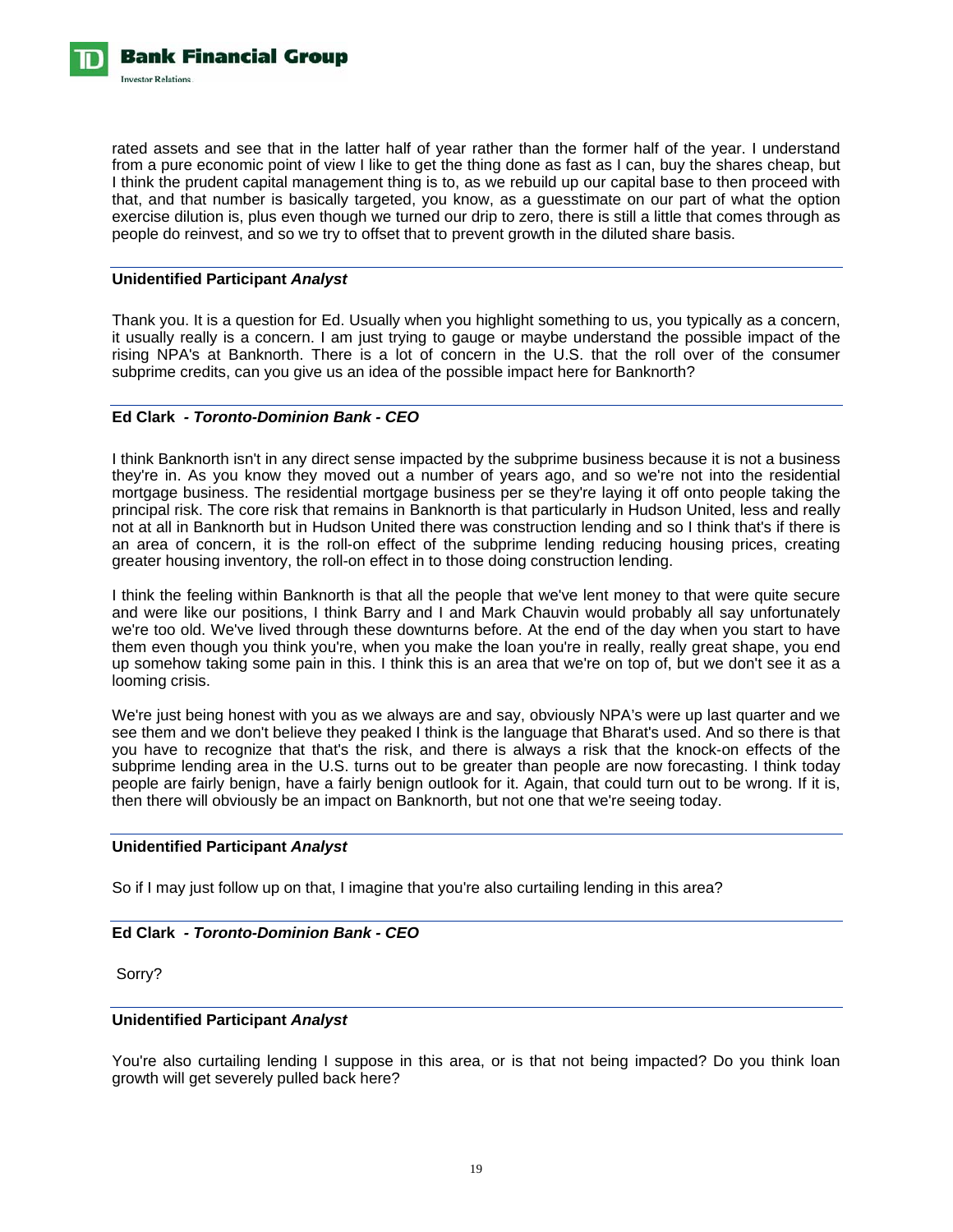rated assets and see that in the latter half of year rather than the former half of the year. I understand from a pure economic point of view I like to get the thing done as fast as I can, buy the shares cheap, but I think the prudent capital management thing is to, as we rebuild up our capital base to then proceed with that, and that number is basically targeted, you know, as a guesstimate on our part of what the option exercise dilution is, plus even though we turned our drip to zero, there is still a little that comes through as people do reinvest, and so we try to offset that to prevent growth in the diluted share basis.

---

**Unidentified Participant *Analyst***

Thank you. It is a question for Ed. Usually when you highlight something to us, you typically as a concern, it usually really is a concern. I am just trying to gauge or maybe understand the possible impact of the rising NPA's at Banknorth. There is a lot of concern in the U.S. that the roll over of the consumer subprime credits, can you give us an idea of the possible impact here for Banknorth?

---

**Ed Clark *- Toronto-Dominion Bank - CEO***

I think Banknorth isn't in any direct sense impacted by the subprime business because it is not a business they're in. As you know they moved out a number of years ago, and so we're not into the residential mortgage business. The residential mortgage business per se they're laying it off onto people taking the principal risk. The core risk that remains in Banknorth is that particularly in Hudson United, less and really not at all in Banknorth but in Hudson United there was construction lending and so I think that's if there is an area of concern, it is the roll-on effect of the subprime lending reducing housing prices, creating greater housing inventory, the roll-on effect in to those doing construction lending.

I think the feeling within Banknorth is that all the people that we've lent money to that were quite secure and were like our positions, I think Barry and I and Mark Chauvin would probably all say unfortunately we're too old. We've lived through these downturns before. At the end of the day when you start to have them even though you think you're, when you make the loan you're in really, really great shape, you end up somehow taking some pain in this. I think this is an area that we're on top of, but we don't see it as a looming crisis.

We're just being honest with you as we always are and say, obviously NPA's were up last quarter and we see them and we don't believe they peaked I think is the language that Bharat's used. And so there is that you have to recognize that that's the risk, and there is always a risk that the knock-on effects of the subprime lending area in the U.S. turns out to be greater than people are now forecasting. I think today people are fairly benign, have a fairly benign outlook for it. Again, that could turn out to be wrong. If it is, then there will obviously be an impact on Banknorth, but not one that we're seeing today.

---

**Unidentified Participant *Analyst***

So if I may just follow up on that, I imagine that you're also curtailing lending in this area?

---

**Ed Clark *- Toronto-Dominion Bank - CEO***

Sorry?

---

**Unidentified Participant *Analyst***

You're also curtailing lending I suppose in this area, or is that not being impacted? Do you think loan growth will get severely pulled back here?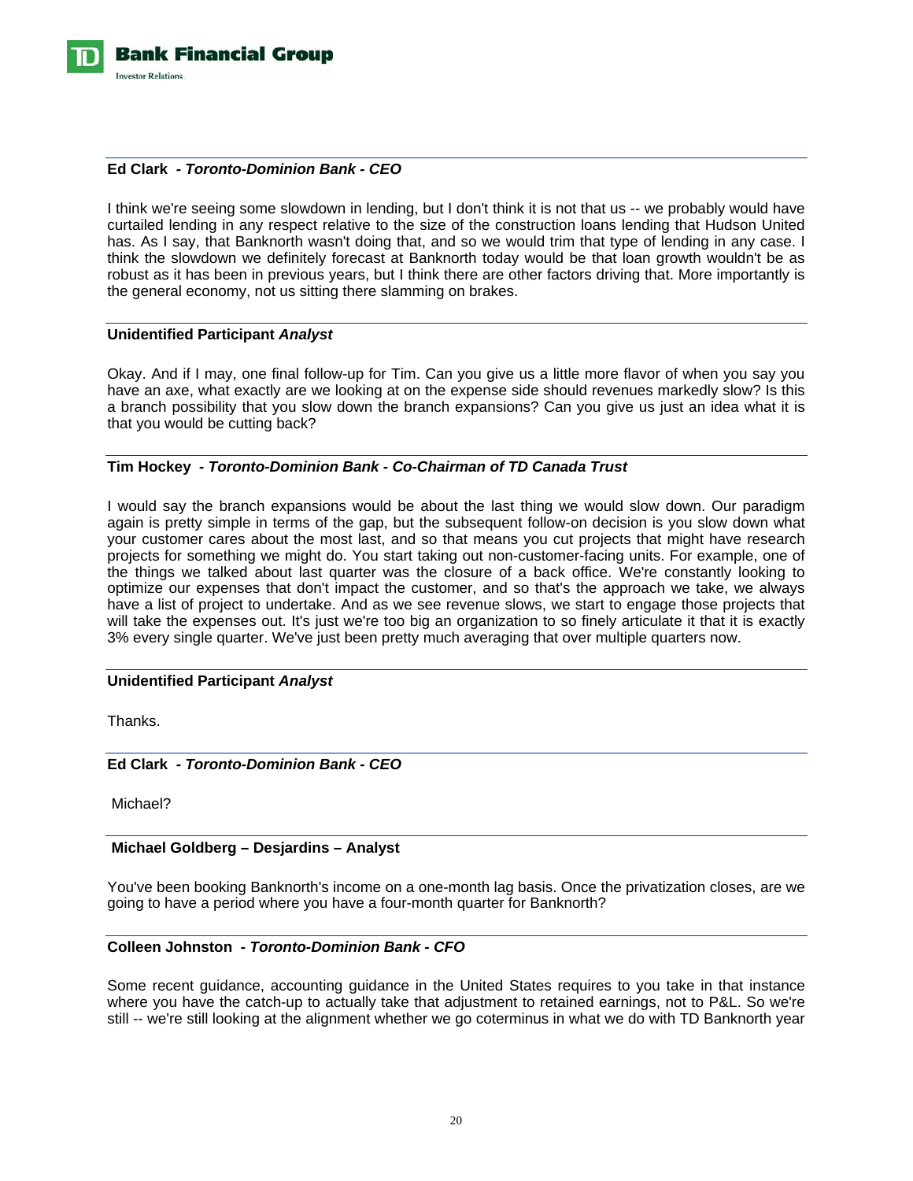**Ed Clark** *- Toronto-Dominion Bank - CEO*

I think we're seeing some slowdown in lending, but I don't think it is not that us -- we probably would have curtailed lending in any respect relative to the size of the construction loans lending that Hudson United has. As I say, that Banknorth wasn't doing that, and so we would trim that type of lending in any case. I think the slowdown we definitely forecast at Banknorth today would be that loan growth wouldn't be as robust as it has been in previous years, but I think there are other factors driving that. More importantly is the general economy, not us sitting there slamming on brakes.

**Unidentified Participant** ***Analyst***

Okay. And if I may, one final follow-up for Tim. Can you give us a little more flavor of when you say you have an axe, what exactly are we looking at on the expense side should revenues markedly slow? Is this a branch possibility that you slow down the branch expansions? Can you give us just an idea what it is that you would be cutting back?

**Tim Hockey** *- Toronto-Dominion Bank - Co-Chairman of TD Canada Trust*

I would say the branch expansions would be about the last thing we would slow down. Our paradigm again is pretty simple in terms of the gap, but the subsequent follow-on decision is you slow down what your customer cares about the most last, and so that means you cut projects that might have research projects for something we might do. You start taking out non-customer-facing units. For example, one of the things we talked about last quarter was the closure of a back office. We're constantly looking to optimize our expenses that don't impact the customer, and so that's the approach we take, we always have a list of project to undertake. And as we see revenue slows, we start to engage those projects that will take the expenses out. It's just we're too big an organization to so finely articulate it that it is exactly 3% every single quarter. We've just been pretty much averaging that over multiple quarters now.

**Unidentified Participant** ***Analyst***

Thanks.

**Ed Clark** *- Toronto-Dominion Bank - CEO*

Michael?

**Michael Goldberg – Desjardins – Analyst**

You've been booking Banknorth's income on a one-month lag basis. Once the privatization closes, are we going to have a period where you have a four-month quarter for Banknorth?

**Colleen Johnston** *- Toronto-Dominion Bank - CFO*

Some recent guidance, accounting guidance in the United States requires to you take in that instance where you have the catch-up to actually take that adjustment to retained earnings, not to P&L. So we're still -- we're still looking at the alignment whether we go coterminus in what we do with TD Banknorth year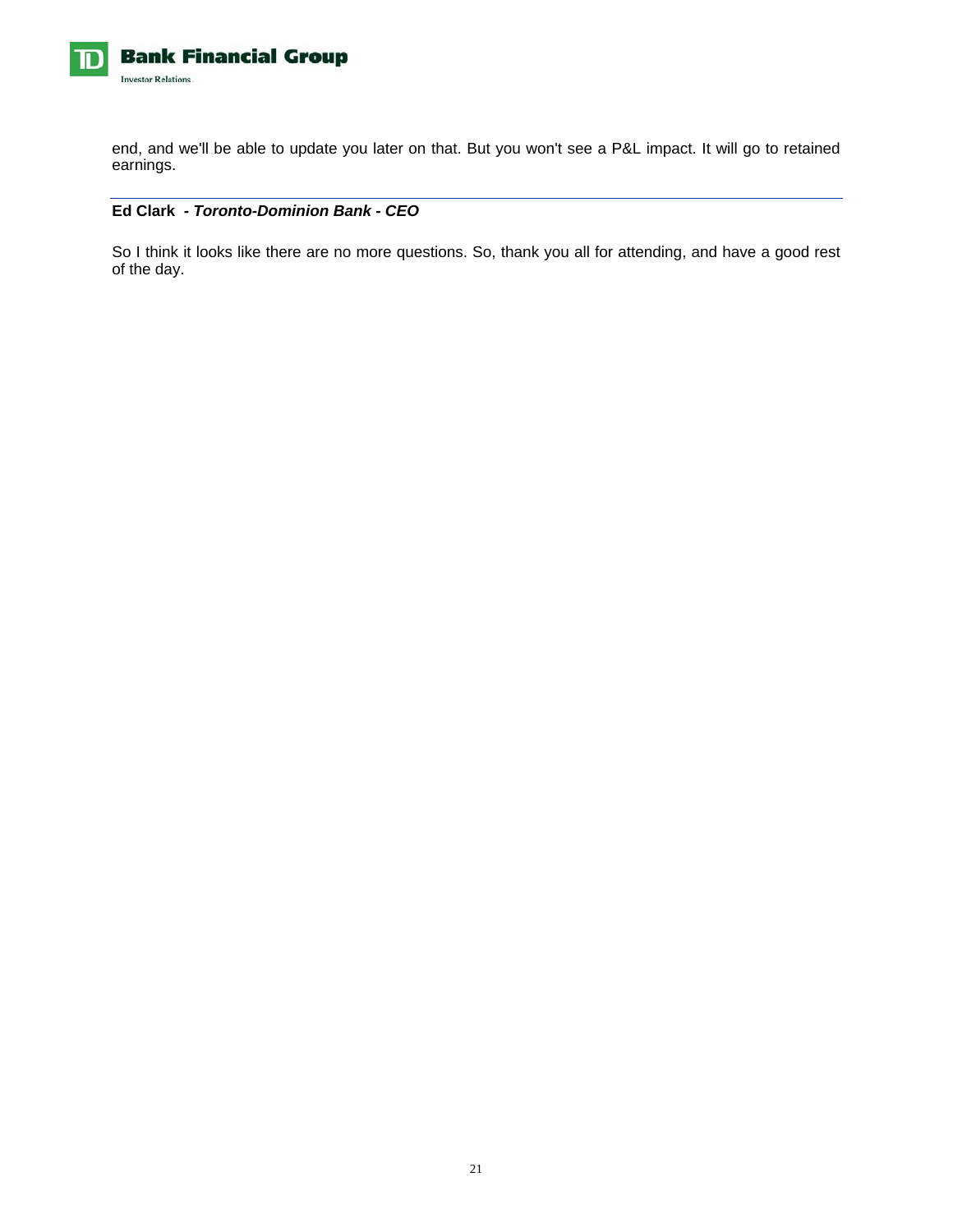end, and we'll be able to update you later on that. But you won't see a P&L impact. It will go to retained earnings.

---

**Ed Clark** *- Toronto-Dominion Bank - CEO*

So I think it looks like there are no more questions. So, thank you all for attending, and have a good rest of the day.